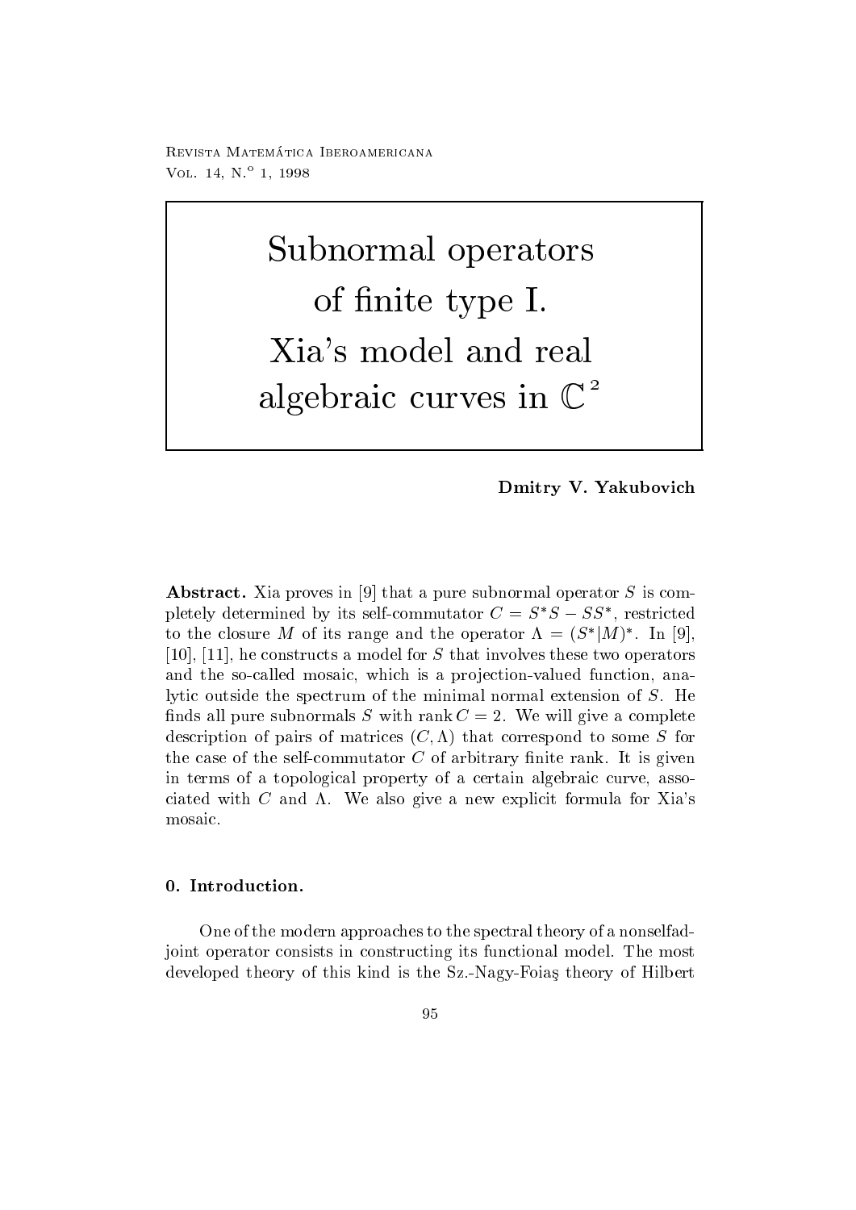Revista Matemática Iberoamericana
Vol. 14, N.° 1, 1998

# Subnormal operators of finite type I. Xia's model and real algebraic curves in $\mathbb{C}^2$

**Dmitry V. Yakubovich**

**Abstract.** Xia proves in [9] that a pure subnormal operator $S$ is completely determined by its self-commutator $C = S^*S - SS^*$, restricted to the closure $M$ of its range and the operator $\Lambda = (S^*|M)^*$. In [9], [10], [11], he constructs a model for $S$ that involves these two operators and the so-called mosaic, which is a projection-valued function, analytic outside the spectrum of the minimal normal extension of $S$. He finds all pure subnormals $S$ with $\operatorname{rank} C = 2$. We will give a complete description of pairs of matrices $(C, \Lambda)$ that correspond to some $S$ for the case of the self-commutator $C$ of arbitrary finite rank. It is given in terms of a topological property of a certain algebraic curve, associated with $C$ and $\Lambda$. We also give a new explicit formula for Xia's mosaic.

## 0. Introduction.

One of the modern approaches to the spectral theory of a nonselfadjoint operator consists in constructing its functional model. The most developed theory of this kind is the Sz.-Nagy-Foiaş theory of Hilbert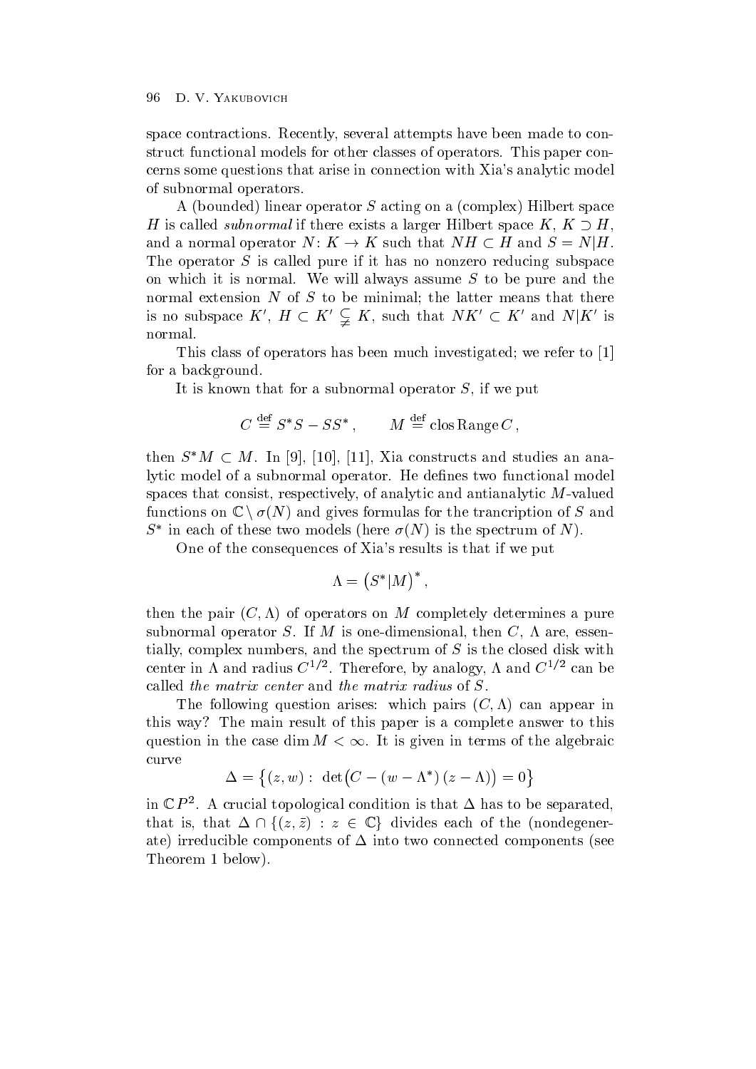space contractions. Recently, several attempts have been made to construct functional models for other classes of operators. This paper concerns some questions that arise in connection with Xia's analytic model of subnormal operators.

A (bounded) linear operator $S$ acting on a (complex) Hilbert space $H$ is called *subnormal* if there exists a larger Hilbert space $K$, $K \supset H$, and a normal operator $N\colon K \to K$ such that $NH \subset H$ and $S = N|H$. The operator $S$ is called pure if it has no nonzero reducing subspace on which it is normal. We will always assume $S$ to be pure and the normal extension $N$ of $S$ to be minimal; the latter means that there is no subspace $K'$, $H \subset K' \subsetneqq K$, such that $NK' \subset K'$ and $N|K'$ is normal.

This class of operators has been much investigated; we refer to [1] for a background.

It is known that for a subnormal operator $S$, if we put

$$C \stackrel{\text{def}}{=} S^*S - SS^*, \qquad M \stackrel{\text{def}}{=} \operatorname{clos} \operatorname{Range} C,$$

then $S^*M \subset M$. In [9], [10], [11], Xia constructs and studies an analytic model of a subnormal operator. He defines two functional model spaces that consist, respectively, of analytic and antianalytic $M$-valued functions on $\mathbb{C} \setminus \sigma(N)$ and gives formulas for the trancription of $S$ and $S^*$ in each of these two models (here $\sigma(N)$ is the spectrum of $N$).

One of the consequences of Xia's results is that if we put

$$\Lambda = \left(S^*|M\right)^*,$$

then the pair $(C, \Lambda)$ of operators on $M$ completely determines a pure subnormal operator $S$. If $M$ is one-dimensional, then $C$, $\Lambda$ are, essentially, complex numbers, and the spectrum of $S$ is the closed disk with center in $\Lambda$ and radius $C^{1/2}$. Therefore, by analogy, $\Lambda$ and $C^{1/2}$ can be called *the matrix center* and *the matrix radius* of $S$.

The following question arises: which pairs $(C, \Lambda)$ can appear in this way? The main result of this paper is a complete answer to this question in the case $\dim M < \infty$. It is given in terms of the algebraic curve

$$\Delta = \left\{(z, w) : \ \det\left(C - (w - \Lambda^*)\,(z - \Lambda)\right) = 0\right\}$$

in $\mathbb{C}P^2$. A crucial topological condition is that $\Delta$ has to be separated, that is, that $\Delta \cap \{(z, \bar{z}) : z \in \mathbb{C}\}$ divides each of the (nondegenerate) irreducible components of $\Delta$ into two connected components (see Theorem 1 below).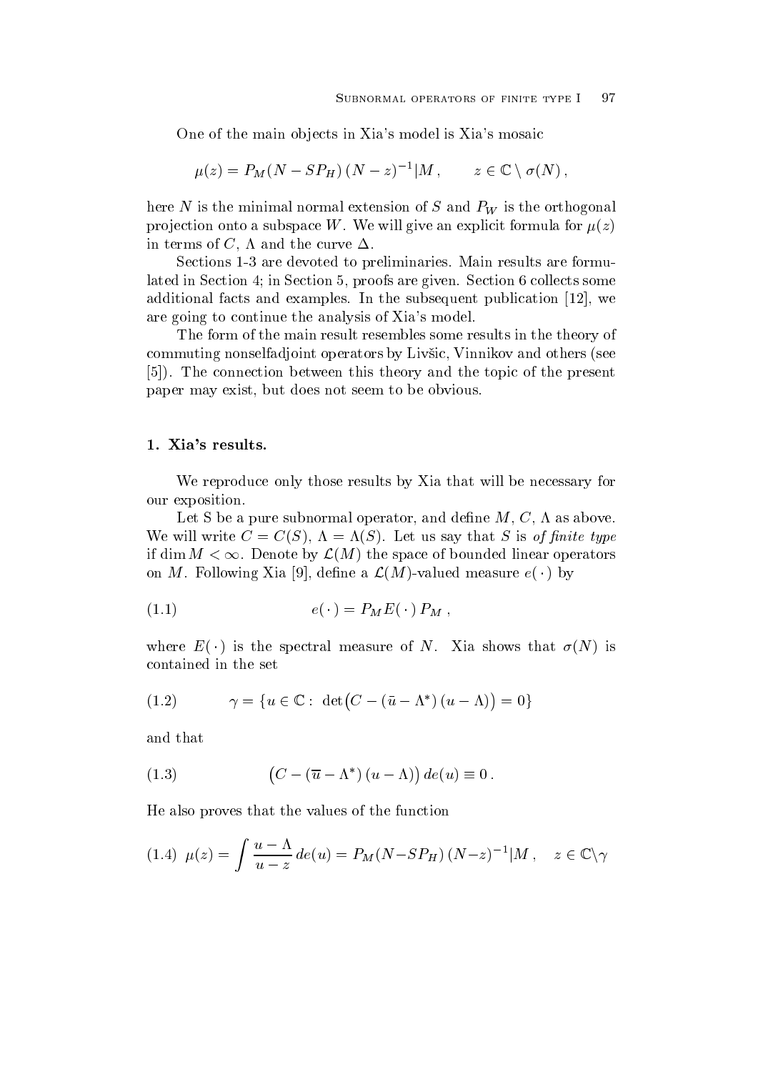One of the main objects in Xia's model is Xia's mosaic

$$\mu(z) = P_M(N - SP_H)\,(N - z)^{-1}|M\,, \qquad z \in \mathbb{C} \setminus \sigma(N)\,,$$

here $N$ is the minimal normal extension of $S$ and $P_W$ is the orthogonal projection onto a subspace $W$. We will give an explicit formula for $\mu(z)$ in terms of $C$, $\Lambda$ and the curve $\Delta$.

Sections 1-3 are devoted to preliminaries. Main results are formulated in Section 4; in Section 5, proofs are given. Section 6 collects some additional facts and examples. In the subsequent publication [12], we are going to continue the analysis of Xia's model.

The form of the main result resembles some results in the theory of commuting nonselfadjoint operators by Livšic, Vinnikov and others (see [5]). The connection between this theory and the topic of the present paper may exist, but does not seem to be obvious.

## 1. Xia's results.

We reproduce only those results by Xia that will be necessary for our exposition.

Let S be a pure subnormal operator, and define $M$, $C$, $\Lambda$ as above. We will write $C = C(S)$, $\Lambda = \Lambda(S)$. Let us say that $S$ is *of finite type* if $\dim M < \infty$. Denote by $\mathcal{L}(M)$ the space of bounded linear operators on $M$. Following Xia [9], define a $\mathcal{L}(M)$-valued measure $e(\,\cdot\,)$ by

$$e(\,\cdot\,) = P_M E(\,\cdot\,)\, P_M\,, \tag{1.1}$$

where $E(\,\cdot\,)$ is the spectral measure of $N$. Xia shows that $\sigma(N)$ is contained in the set

$$\gamma = \{u \in \mathbb{C} : \ \det\bigl(C - (\bar{u} - \Lambda^*)\,(u - \Lambda)\bigr) = 0\} \tag{1.2}$$

and that

$$\bigl(C - (\overline{u} - \Lambda^*)\,(u - \Lambda)\bigr)\, de(u) \equiv 0\,. \tag{1.3}$$

He also proves that the values of the function

$$\mu(z) = \int \frac{u - \Lambda}{u - z}\, de(u) = P_M(N - SP_H)\,(N - z)^{-1}|M\,, \quad z \in \mathbb{C} \setminus \gamma \tag{1.4}$$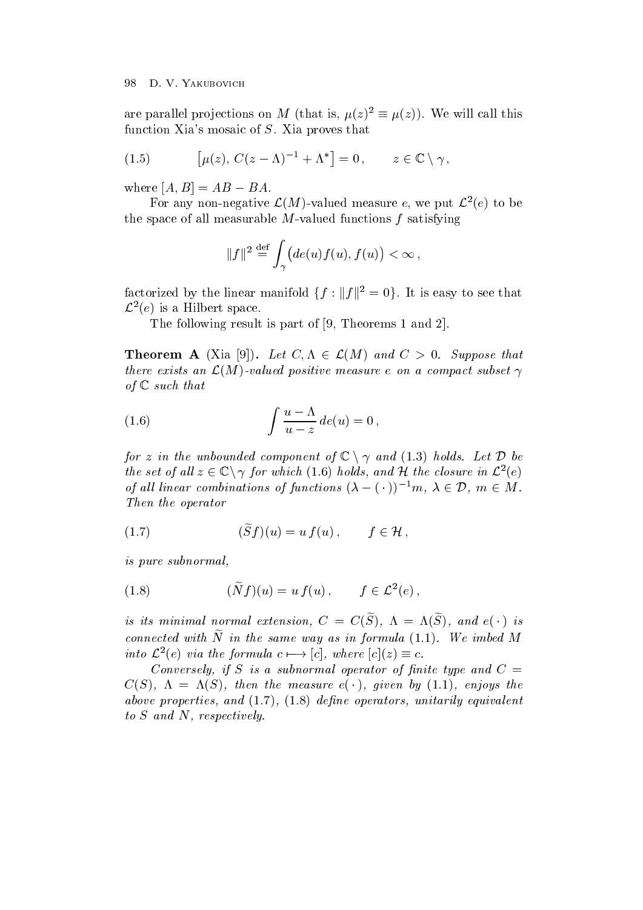are parallel projections on $M$ (that is, $\mu(z)^2 \equiv \mu(z)$). We will call this function Xia's mosaic of $S$. Xia proves that

$$\big[\mu(z),\, C(z-\Lambda)^{-1} + \Lambda^*\big] = 0\,, \qquad z \in \mathbb{C} \setminus \gamma\,, \tag{1.5}$$

where $[A, B] = AB - BA$.

For any non-negative $\mathcal{L}(M)$-valued measure $e$, we put $\mathcal{L}^2(e)$ to be the space of all measurable $M$-valued functions $f$ satisfying

$$\|f\|^2 \stackrel{\text{def}}{=} \int_\gamma \big(de(u)f(u), f(u)\big) < \infty\,,$$

factorized by the linear manifold $\{f : \|f\|^2 = 0\}$. It is easy to see that $\mathcal{L}^2(e)$ is a Hilbert space.

The following result is part of [9, Theorems 1 and 2].

**Theorem A** (Xia [9]). *Let $C, \Lambda \in \mathcal{L}(M)$ and $C > 0$. Suppose that there exists an $\mathcal{L}(M)$-valued positive measure $e$ on a compact subset $\gamma$ of $\mathbb{C}$ such that*

$$\int \frac{u-\Lambda}{u-z}\, de(u) = 0\,, \tag{1.6}$$

*for $z$ in the unbounded component of $\mathbb{C} \setminus \gamma$ and (1.3) holds. Let $\mathcal{D}$ be the set of all $z \in \mathbb{C} \setminus \gamma$ for which (1.6) holds, and $\mathcal{H}$ the closure in $\mathcal{L}^2(e)$ of all linear combinations of functions $(\lambda - (\,\cdot\,))^{-1}m$, $\lambda \in \mathcal{D}$, $m \in M$. Then the operator*

$$(\widetilde{S}f)(u) = u\,f(u)\,, \qquad f \in \mathcal{H}\,, \tag{1.7}$$

*is pure subnormal,*

$$(\widetilde{N}f)(u) = u\,f(u)\,, \qquad f \in \mathcal{L}^2(e)\,, \tag{1.8}$$

*is its minimal normal extension, $C = C(\widetilde{S})$, $\Lambda = \Lambda(\widetilde{S})$, and $e(\,\cdot\,)$ is connected with $\widetilde{N}$ in the same way as in formula (1.1). We imbed $M$ into $\mathcal{L}^2(e)$ via the formula $c \longmapsto [c]$, where $[c](z) \equiv c$.*

*Conversely, if $S$ is a subnormal operator of finite type and $C = C(S)$, $\Lambda = \Lambda(S)$, then the measure $e(\,\cdot\,)$, given by (1.1), enjoys the above properties, and (1.7), (1.8) define operators, unitarily equivalent to $S$ and $N$, respectively.*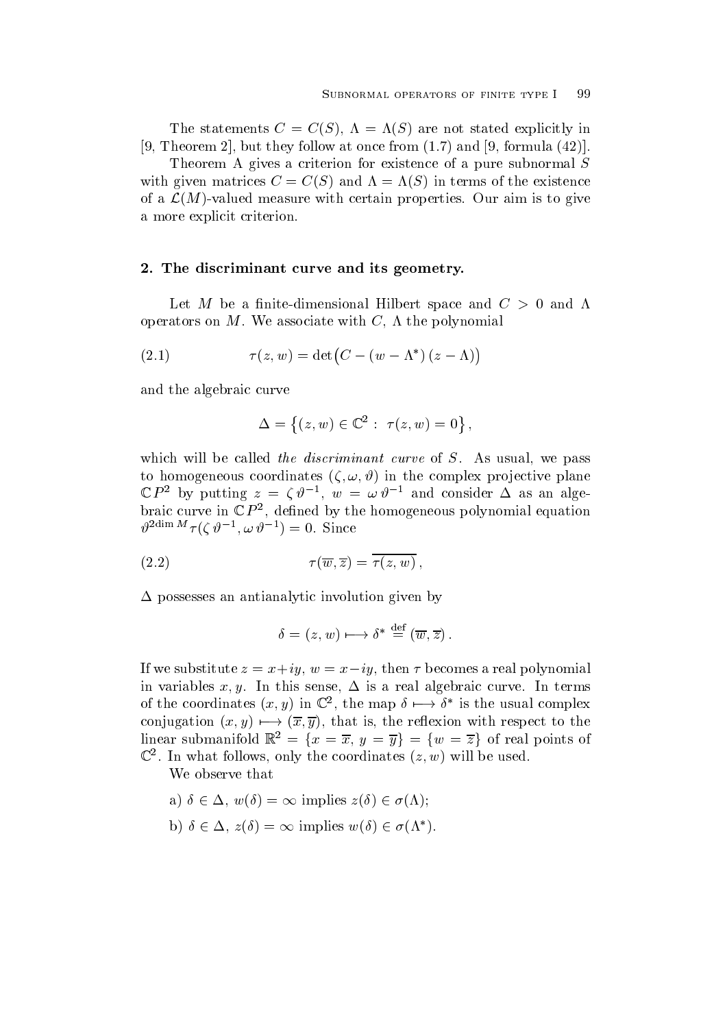The statements $C = C(S)$, $\Lambda = \Lambda(S)$ are not stated explicitly in [9, Theorem 2], but they follow at once from (1.7) and [9, formula (42)].

Theorem A gives a criterion for existence of a pure subnormal $S$ with given matrices $C = C(S)$ and $\Lambda = \Lambda(S)$ in terms of the existence of a $\mathcal{L}(M)$-valued measure with certain properties. Our aim is to give a more explicit criterion.

## 2. The discriminant curve and its geometry.

Let $M$ be a finite-dimensional Hilbert space and $C > 0$ and $\Lambda$ operators on $M$. We associate with $C$, $\Lambda$ the polynomial

$$\tau(z, w) = \det\big(C - (w - \Lambda^*)\,(z - \Lambda)\big) \tag{2.1}$$

and the algebraic curve

$$\Delta = \big\{(z, w) \in \mathbb{C}^2 :\ \tau(z, w) = 0\big\},$$

which will be called *the discriminant curve* of $S$. As usual, we pass to homogeneous coordinates $(\zeta, \omega, \vartheta)$ in the complex projective plane $\mathbb{C}P^2$ by putting $z = \zeta\,\vartheta^{-1}$, $w = \omega\,\vartheta^{-1}$ and consider $\Delta$ as an algebraic curve in $\mathbb{C}P^2$, defined by the homogeneous polynomial equation $\vartheta^{2\dim M}\tau(\zeta\,\vartheta^{-1}, \omega\,\vartheta^{-1}) = 0$. Since

$$\tau(\overline{w}, \overline{z}) = \overline{\tau(z, w)}\,, \tag{2.2}$$

$\Delta$ possesses an antianalytic involution given by

$$\delta = (z, w) \longmapsto \delta^* \stackrel{\text{def}}{=} (\overline{w}, \overline{z})\,.$$

If we substitute $z = x + iy$, $w = x - iy$, then $\tau$ becomes a real polynomial in variables $x, y$. In this sense, $\Delta$ is a real algebraic curve. In terms of the coordinates $(x, y)$ in $\mathbb{C}^2$, the map $\delta \longmapsto \delta^*$ is the usual complex conjugation $(x, y) \longmapsto (\overline{x}, \overline{y})$, that is, the reflexion with respect to the linear submanifold $\mathbb{R}^2 = \{x = \overline{x},\ y = \overline{y}\} = \{w = \overline{z}\}$ of real points of $\mathbb{C}^2$. In what follows, only the coordinates $(z, w)$ will be used.

We observe that

a) $\delta \in \Delta$, $w(\delta) = \infty$ implies $z(\delta) \in \sigma(\Lambda)$;

b) $\delta \in \Delta$, $z(\delta) = \infty$ implies $w(\delta) \in \sigma(\Lambda^*)$.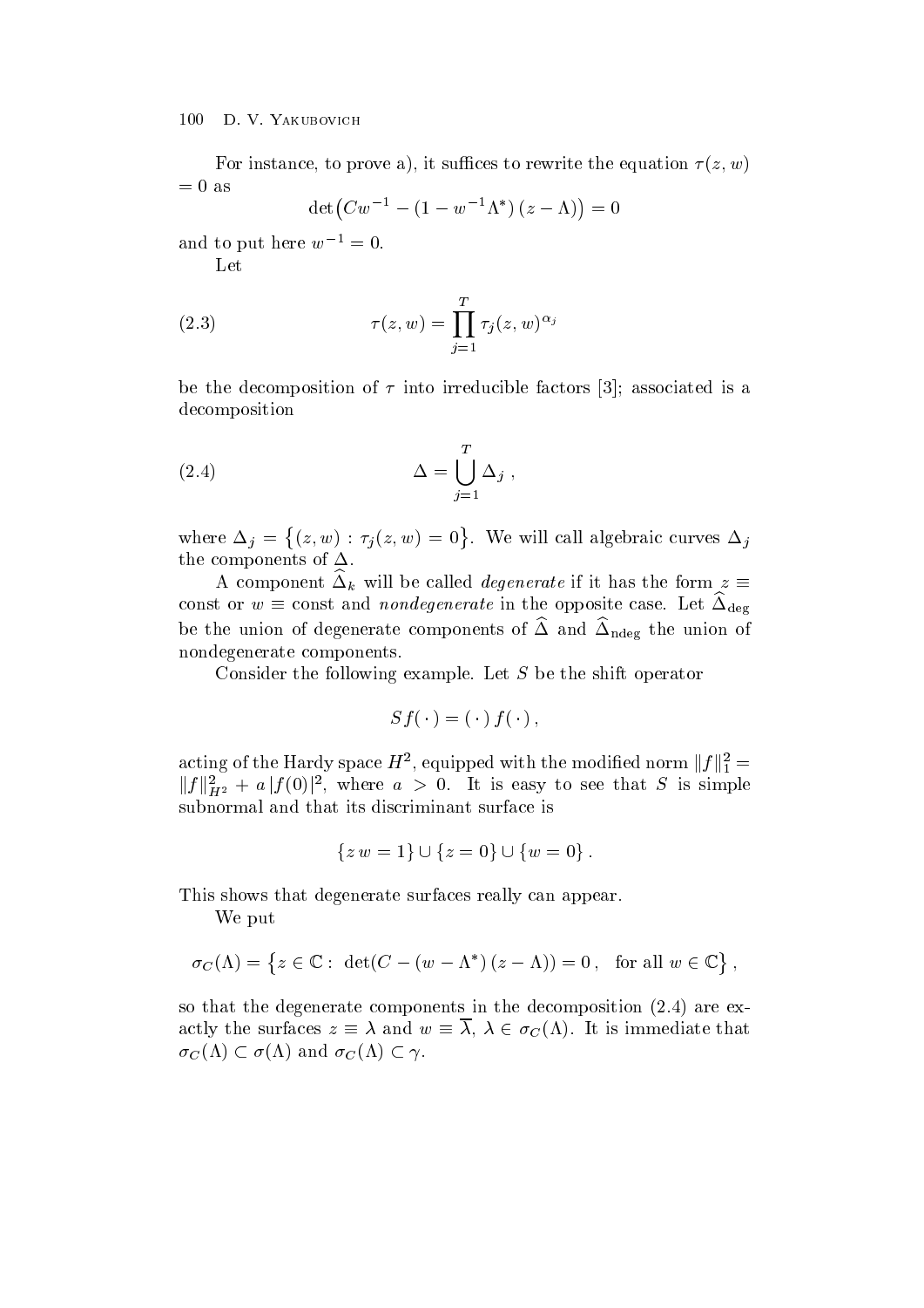For instance, to prove a), it suffices to rewrite the equation $\tau(z,w) = 0$ as

$$\det\big(Cw^{-1} - (1 - w^{-1}\Lambda^*)\,(z - \Lambda)\big) = 0$$

and to put here $w^{-1} = 0$.

Let

$$\tau(z,w) = \prod_{j=1}^{T} \tau_j(z,w)^{\alpha_j} \tag{2.3}$$

be the decomposition of $\tau$ into irreducible factors [3]; associated is a decomposition

$$\Delta = \bigcup_{j=1}^{T} \Delta_j\,, \tag{2.4}$$

where $\Delta_j = \big\{(z,w) : \tau_j(z,w) = 0\big\}$. We will call algebraic curves $\Delta_j$ the components of $\Delta$.

A component $\widehat{\Delta}_k$ will be called *degenerate* if it has the form $z \equiv$ const or $w \equiv$ const and *nondegenerate* in the opposite case. Let $\widehat{\Delta}_{\text{deg}}$ be the union of degenerate components of $\widehat{\Delta}$ and $\widehat{\Delta}_{\text{ndeg}}$ the union of nondegenerate components.

Consider the following example. Let $S$ be the shift operator

$$Sf(\,\cdot\,) = (\,\cdot\,)\,f(\,\cdot\,)\,,$$

acting of the Hardy space $H^2$, equipped with the modified norm $\|f\|_1^2 = \|f\|_{H^2}^2 + a\,|f(0)|^2$, where $a > 0$. It is easy to see that $S$ is simple subnormal and that its discriminant surface is

$$\{z\,w = 1\} \cup \{z = 0\} \cup \{w = 0\}\,.$$

This shows that degenerate surfaces really can appear.

We put

$$\sigma_C(\Lambda) = \big\{z \in \mathbb{C} :\ \det(C - (w - \Lambda^*)\,(z - \Lambda)) = 0\,,\quad \text{for all } w \in \mathbb{C}\big\}\,,$$

so that the degenerate components in the decomposition (2.4) are exactly the surfaces $z \equiv \lambda$ and $w \equiv \overline{\lambda}$, $\lambda \in \sigma_C(\Lambda)$. It is immediate that $\sigma_C(\Lambda) \subset \sigma(\Lambda)$ and $\sigma_C(\Lambda) \subset \gamma$.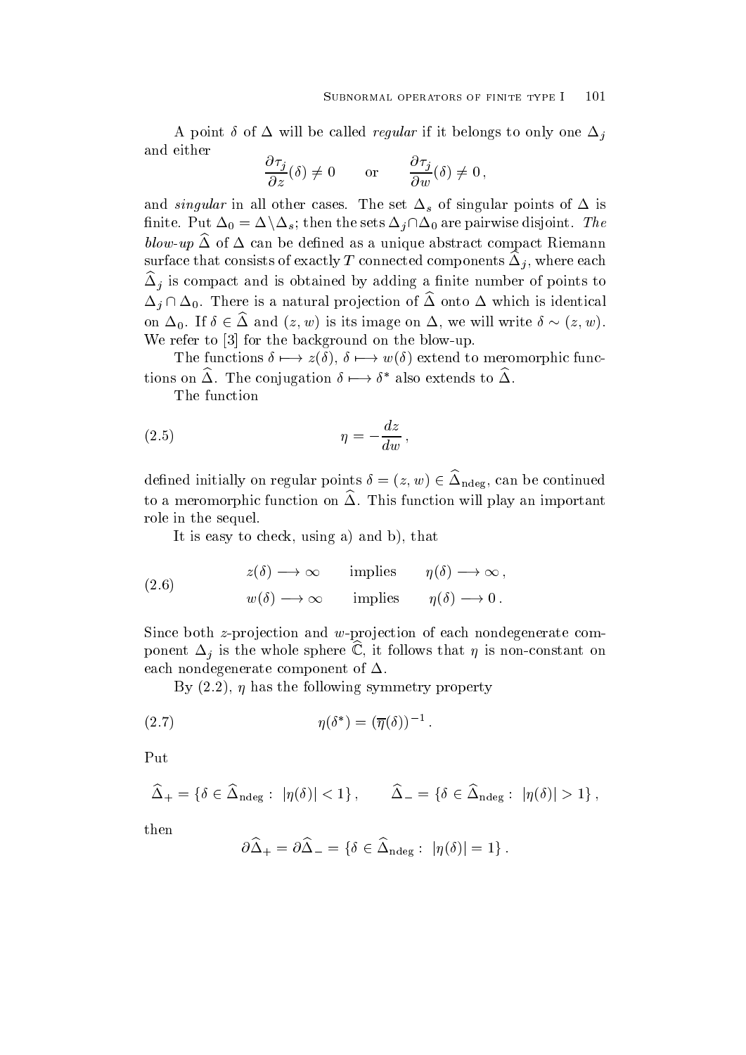A point $\delta$ of $\Delta$ will be called *regular* if it belongs to only one $\Delta_j$ and either

$$\frac{\partial \tau_j}{\partial z}(\delta) \neq 0 \qquad \text{or} \qquad \frac{\partial \tau_j}{\partial w}(\delta) \neq 0\,,$$

and *singular* in all other cases. The set $\Delta_s$ of singular points of $\Delta$ is finite. Put $\Delta_0 = \Delta \backslash \Delta_s$; then the sets $\Delta_j \cap \Delta_0$ are pairwise disjoint. *The blow-up* $\widehat{\Delta}$ of $\Delta$ can be defined as a unique abstract compact Riemann surface that consists of exactly $T$ connected components $\widehat{\Delta}_j$, where each $\widehat{\Delta}_j$ is compact and is obtained by adding a finite number of points to $\Delta_j \cap \Delta_0$. There is a natural projection of $\widehat{\Delta}$ onto $\Delta$ which is identical on $\Delta_0$. If $\delta \in \widehat{\Delta}$ and $(z, w)$ is its image on $\Delta$, we will write $\delta \sim (z, w)$. We refer to [3] for the background on the blow-up.

The functions $\delta \longmapsto z(\delta)$, $\delta \longmapsto w(\delta)$ extend to meromorphic functions on $\widehat{\Delta}$. The conjugation $\delta \longmapsto \delta^*$ also extends to $\widehat{\Delta}$.

The function

$$\eta = -\frac{dz}{dw}\,, \tag{2.5}$$

defined initially on regular points $\delta = (z, w) \in \widehat{\Delta}_{\text{ndeg}}$, can be continued to a meromorphic function on $\widehat{\Delta}$. This function will play an important role in the sequel.

It is easy to check, using a) and b), that

$$\begin{aligned} z(\delta) \longrightarrow \infty \qquad &\text{implies} \qquad \eta(\delta) \longrightarrow \infty\,, \\ w(\delta) \longrightarrow \infty \qquad &\text{implies} \qquad \eta(\delta) \longrightarrow 0\,. \end{aligned} \tag{2.6}$$

Since both $z$-projection and $w$-projection of each nondegenerate component $\Delta_j$ is the whole sphere $\widehat{\mathbb{C}}$, it follows that $\eta$ is non-constant on each nondegenerate component of $\Delta$.

By (2.2), $\eta$ has the following symmetry property

$$\eta(\delta^*) = (\overline{\eta}(\delta))^{-1}\,. \tag{2.7}$$

Put

$$\widehat{\Delta}_+ = \{\delta \in \widehat{\Delta}_{\text{ndeg}} : \ |\eta(\delta)| < 1\}\,, \qquad \widehat{\Delta}_- = \{\delta \in \widehat{\Delta}_{\text{ndeg}} : \ |\eta(\delta)| > 1\}\,,$$

then

$$\partial \widehat{\Delta}_+ = \partial \widehat{\Delta}_- = \{\delta \in \widehat{\Delta}_{\text{ndeg}} : \ |\eta(\delta)| = 1\}\,.$$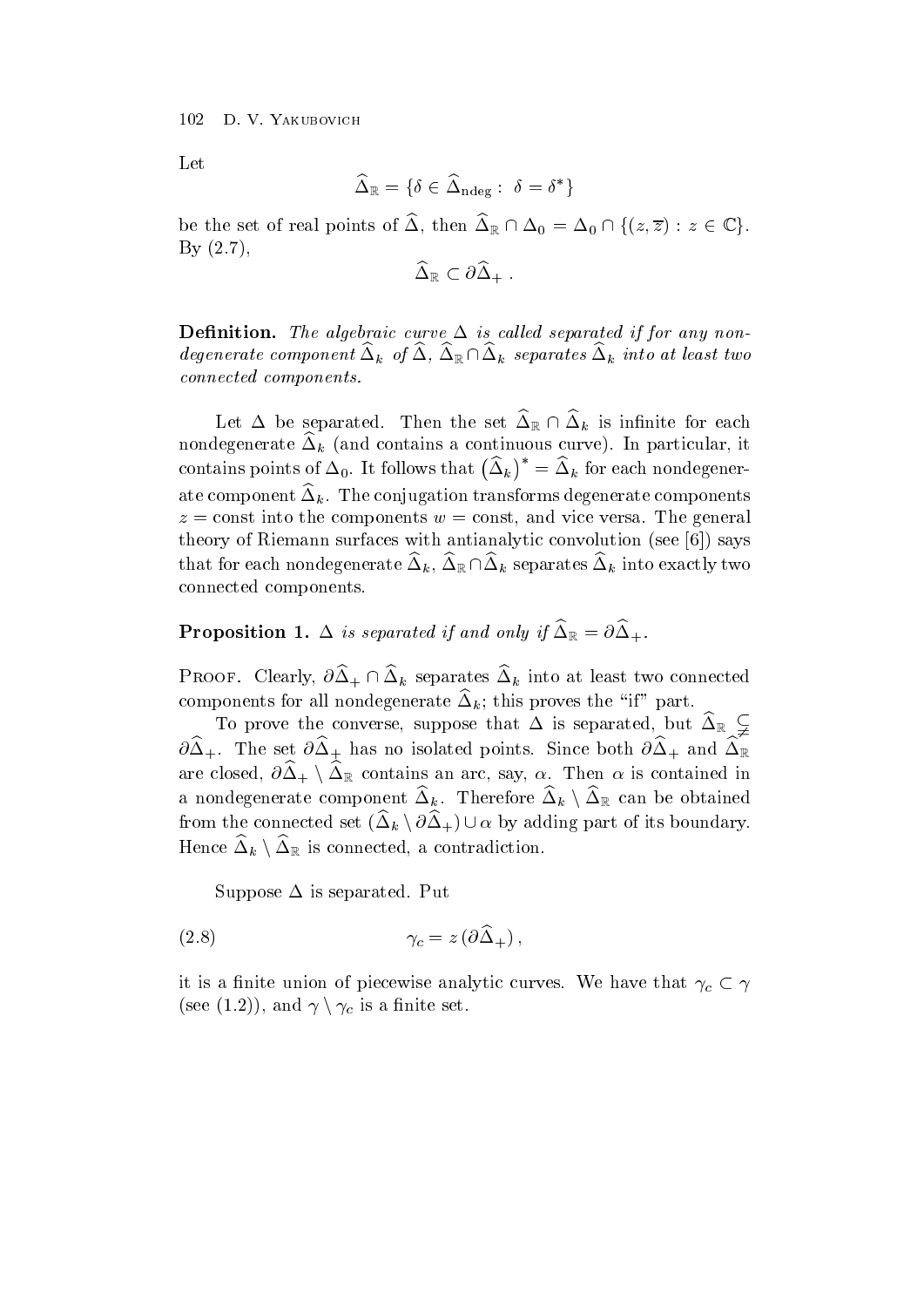Let

$$\widehat{\Delta}_{\mathbb{R}} = \{\delta \in \widehat{\Delta}_{\mathrm{ndeg}} : \ \delta = \delta^*\}$$

be the set of real points of $\widehat{\Delta}$, then $\widehat{\Delta}_{\mathbb{R}} \cap \Delta_0 = \Delta_0 \cap \{(z, \overline{z}) : z \in \mathbb{C}\}$. By (2.7),

$$\widehat{\Delta}_{\mathbb{R}} \subset \partial \widehat{\Delta}_+ \, .$$

**Definition.** *The algebraic curve $\Delta$ is called separated if for any nondegenerate component $\widehat{\Delta}_k$ of $\widehat{\Delta}$, $\widehat{\Delta}_{\mathbb{R}} \cap \widehat{\Delta}_k$ separates $\widehat{\Delta}_k$ into at least two connected components.*

Let $\Delta$ be separated. Then the set $\widehat{\Delta}_{\mathbb{R}} \cap \widehat{\Delta}_k$ is infinite for each nondegenerate $\widehat{\Delta}_k$ (and contains a continuous curve). In particular, it contains points of $\Delta_0$. It follows that $\big(\widehat{\Delta}_k\big)^* = \widehat{\Delta}_k$ for each nondegenerate component $\widehat{\Delta}_k$. The conjugation transforms degenerate components $z = \text{const}$ into the components $w = \text{const}$, and vice versa. The general theory of Riemann surfaces with antianalytic convolution (see [6]) says that for each nondegenerate $\widehat{\Delta}_k$, $\widehat{\Delta}_{\mathbb{R}} \cap \widehat{\Delta}_k$ separates $\widehat{\Delta}_k$ into exactly two connected components.

**Proposition 1.** *$\Delta$ is separated if and only if $\widehat{\Delta}_{\mathbb{R}} = \partial \widehat{\Delta}_+$.*

Proof. Clearly, $\partial \widehat{\Delta}_+ \cap \widehat{\Delta}_k$ separates $\widehat{\Delta}_k$ into at least two connected components for all nondegenerate $\widehat{\Delta}_k$; this proves the "if" part.

To prove the converse, suppose that $\Delta$ is separated, but $\widehat{\Delta}_{\mathbb{R}} \subsetneqq \partial \widehat{\Delta}_+$. The set $\partial \widehat{\Delta}_+$ has no isolated points. Since both $\partial \widehat{\Delta}_+$ and $\widehat{\Delta}_{\mathbb{R}}$ are closed, $\partial \widehat{\Delta}_+ \setminus \widehat{\Delta}_{\mathbb{R}}$ contains an arc, say, $\alpha$. Then $\alpha$ is contained in a nondegenerate component $\widehat{\Delta}_k$. Therefore $\widehat{\Delta}_k \setminus \widehat{\Delta}_{\mathbb{R}}$ can be obtained from the connected set $(\widehat{\Delta}_k \setminus \partial \widehat{\Delta}_+) \cup \alpha$ by adding part of its boundary. Hence $\widehat{\Delta}_k \setminus \widehat{\Delta}_{\mathbb{R}}$ is connected, a contradiction.

Suppose $\Delta$ is separated. Put

$$\gamma_c = z\,(\partial \widehat{\Delta}_+)\,, \tag{2.8}$$

it is a finite union of piecewise analytic curves. We have that $\gamma_c \subset \gamma$ (see (1.2)), and $\gamma \setminus \gamma_c$ is a finite set.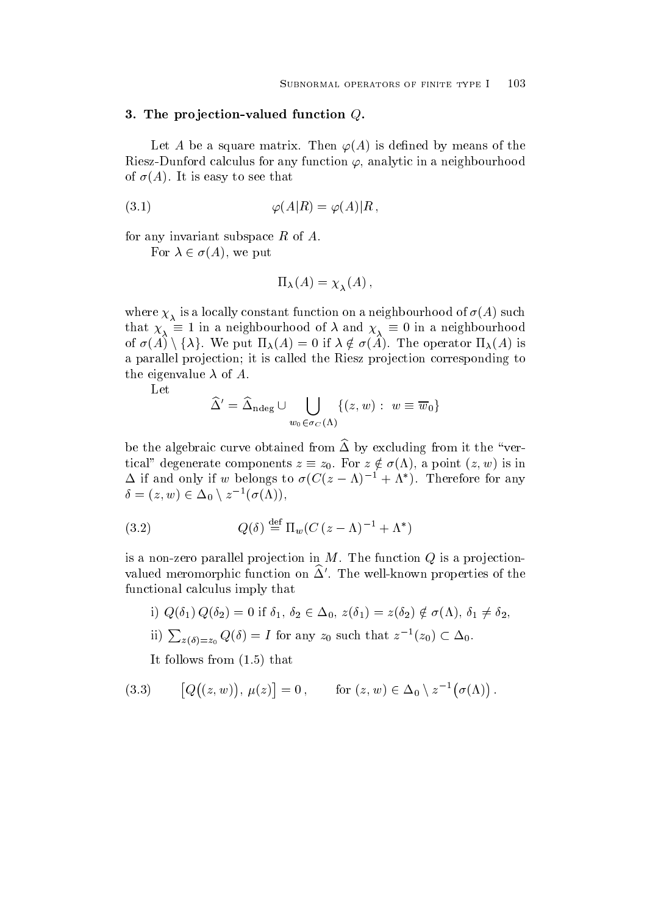### 3. The projection-valued function $Q$.

Let $A$ be a square matrix. Then $\varphi(A)$ is defined by means of the Riesz-Dunford calculus for any function $\varphi$, analytic in a neighbourhood of $\sigma(A)$. It is easy to see that

$$\varphi(A|R) = \varphi(A)|R\,, \tag{3.1}$$

for any invariant subspace $R$ of $A$.

For $\lambda \in \sigma(A)$, we put

$$\Pi_\lambda(A) = \chi_\lambda(A)\,,$$

where $\chi_\lambda$ is a locally constant function on a neighbourhood of $\sigma(A)$ such that $\chi_\lambda \equiv 1$ in a neighbourhood of $\lambda$ and $\chi_\lambda \equiv 0$ in a neighbourhood of $\sigma(A) \setminus \{\lambda\}$. We put $\Pi_\lambda(A) = 0$ if $\lambda \notin \sigma(A)$. The operator $\Pi_\lambda(A)$ is a parallel projection; it is called the Riesz projection corresponding to the eigenvalue $\lambda$ of $A$.

Let

$$\widehat{\Delta}' = \widehat{\Delta}_{\text{ndeg}} \cup \bigcup_{w_0 \in \sigma_C(\Lambda)} \{(z,w) :\ w \equiv \overline{w}_0\}$$

be the algebraic curve obtained from $\widehat{\Delta}$ by excluding from it the "vertical" degenerate components $z \equiv z_0$. For $z \notin \sigma(\Lambda)$, a point $(z,w)$ is in $\Delta$ if and only if $w$ belongs to $\sigma(C(z-\Lambda)^{-1} + \Lambda^*)$. Therefore for any $\delta = (z,w) \in \Delta_0 \setminus z^{-1}(\sigma(\Lambda))$,

$$Q(\delta) \stackrel{\text{def}}{=} \Pi_w(C\,(z-\Lambda)^{-1} + \Lambda^*) \tag{3.2}$$

is a non-zero parallel projection in $M$. The function $Q$ is a projection-valued meromorphic function on $\widehat{\Delta}'$. The well-known properties of the functional calculus imply that

i) $Q(\delta_1)\,Q(\delta_2) = 0$ if $\delta_1,\, \delta_2 \in \Delta_0$, $z(\delta_1) = z(\delta_2) \notin \sigma(\Lambda)$, $\delta_1 \neq \delta_2$,

ii) $\sum_{z(\delta)=z_0} Q(\delta) = I$ for any $z_0$ such that $z^{-1}(z_0) \subset \Delta_0$.

It follows from (1.5) that

$$\big[Q\big((z,w)\big),\, \mu(z)\big] = 0\,, \qquad \text{for } (z,w) \in \Delta_0 \setminus z^{-1}\big(\sigma(\Lambda)\big)\,. \tag{3.3}$$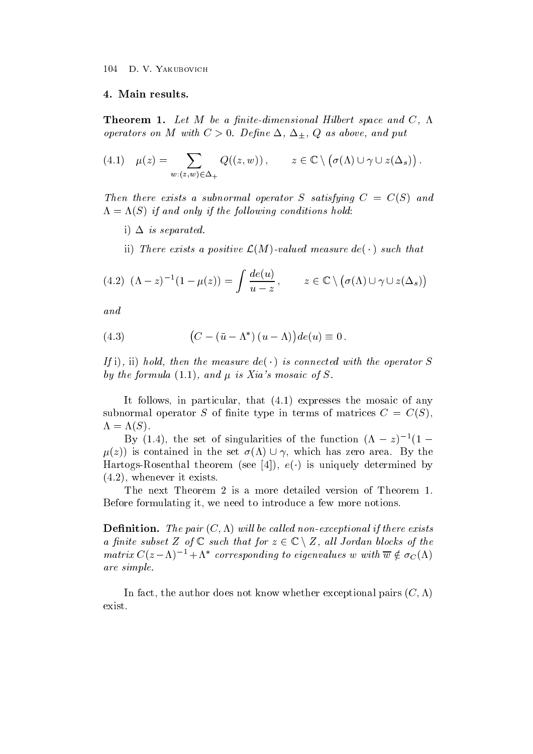## 4. Main results.

**Theorem 1.** *Let $M$ be a finite-dimensional Hilbert space and $C$, $\Lambda$ operators on $M$ with $C > 0$. Define $\Delta$, $\Delta_\pm$, $Q$ as above, and put*

$$\mu(z) = \sum_{w:(z,w)\in\Delta_+} Q((z,w)), \qquad z \in \mathbb{C} \setminus \big(\sigma(\Lambda) \cup \gamma \cup z(\Delta_s)\big). \tag{4.1}$$

*Then there exists a subnormal operator $S$ satisfying $C = C(S)$ and $\Lambda = \Lambda(S)$ if and only if the following conditions hold:*

i) *$\Delta$ is separated.*

ii) *There exists a positive $\mathcal{L}(M)$-valued measure $de(\,\cdot\,)$ such that*

$$(\Lambda - z)^{-1}(1 - \mu(z)) = \int \frac{de(u)}{u - z}, \qquad z \in \mathbb{C} \setminus \big(\sigma(\Lambda) \cup \gamma \cup z(\Delta_s)\big) \tag{4.2}$$

*and*

$$\big(C - (\bar{u} - \Lambda^*)\,(u - \Lambda)\big)\,de(u) \equiv 0\,. \tag{4.3}$$

*If* i), ii) *hold, then the measure $de(\,\cdot\,)$ is connected with the operator $S$ by the formula (1.1), and $\mu$ is Xia's mosaic of $S$.*

It follows, in particular, that (4.1) expresses the mosaic of any subnormal operator $S$ of finite type in terms of matrices $C = C(S)$, $\Lambda = \Lambda(S)$.

By (1.4), the set of singularities of the function $(\Lambda - z)^{-1}(1 - \mu(z))$ is contained in the set $\sigma(\Lambda) \cup \gamma$, which has zero area. By the Hartogs-Rosenthal theorem (see [4]), $e(\cdot)$ is uniquely determined by (4.2), whenever it exists.

The next Theorem 2 is a more detailed version of Theorem 1. Before formulating it, we need to introduce a few more notions.

**Definition.** *The pair $(C, \Lambda)$ will be called non-exceptional if there exists a finite subset $Z$ of $\mathbb{C}$ such that for $z \in \mathbb{C} \setminus Z$, all Jordan blocks of the matrix $C(z-\Lambda)^{-1} + \Lambda^*$ corresponding to eigenvalues $w$ with $\overline{w} \notin \sigma_C(\Lambda)$ are simple.*

In fact, the author does not know whether exceptional pairs $(C, \Lambda)$ exist.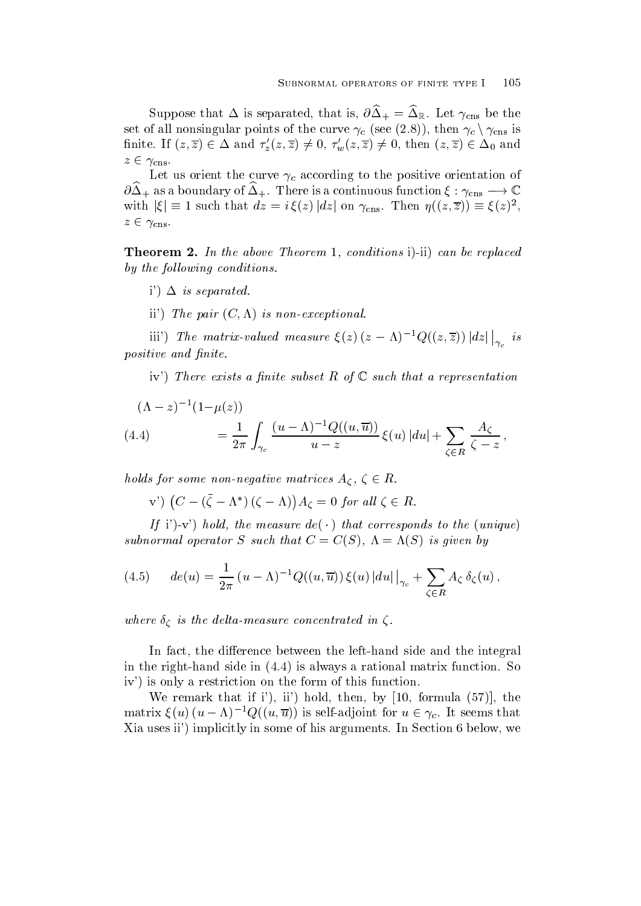Suppose that $\Delta$ is separated, that is, $\partial\widehat{\Delta}_+ = \widehat{\Delta}_{\mathbb{R}}$. Let $\gamma_{\mathrm{cns}}$ be the set of all nonsingular points of the curve $\gamma_c$ (see (2.8)), then $\gamma_c \setminus \gamma_{\mathrm{cns}}$ is finite. If $(z, \overline{z}) \in \Delta$ and $\tau'_z(z, \overline{z}) \neq 0$, $\tau'_w(z, \overline{z}) \neq 0$, then $(z, \overline{z}) \in \Delta_0$ and $z \in \gamma_{\mathrm{cns}}$.

Let us orient the curve $\gamma_c$ according to the positive orientation of $\partial\widehat{\Delta}_+$ as a boundary of $\widehat{\Delta}_+$. There is a continuous function $\xi : \gamma_{\mathrm{cns}} \longrightarrow \mathbb{C}$ with $|\xi| \equiv 1$ such that $dz = i\,\xi(z)\,|dz|$ on $\gamma_{\mathrm{cns}}$. Then $\eta((z, \overline{z})) \equiv \xi(z)^2$, $z \in \gamma_{\mathrm{cns}}$.

**Theorem 2.** *In the above Theorem* 1*, conditions* i)-ii) *can be replaced by the following conditions.*

i') $\Delta$ *is separated.*

ii') *The pair* $(C, \Lambda)$ *is non-exceptional.*

iii') *The matrix-valued measure* $\xi(z)\,(z - \Lambda)^{-1} Q((z, \overline{z}))\,|dz|\,\big|_{\gamma_c}$ *is positive and finite.*

iv') *There exists a finite subset* $R$ *of* $\mathbb{C}$ *such that a representation*

$$(\Lambda - z)^{-1}(1 - \mu(z)) \tag{4.4}$$
$$= \frac{1}{2\pi} \int_{\gamma_c} \frac{(u - \Lambda)^{-1} Q((u, \overline{u}))}{u - z}\,\xi(u)\,|du| + \sum_{\zeta \in R} \frac{A_\zeta}{\zeta - z}\,,$$

*holds for some non-negative matrices* $A_\zeta$, $\zeta \in R$.

v') $\big(C - (\bar{\zeta} - \Lambda^*)\,(\zeta - \Lambda)\big) A_\zeta = 0$ *for all* $\zeta \in R$.

*If* i')-v') *hold, the measure* $de(\,\cdot\,)$ *that corresponds to the* (*unique*) *subnormal operator* $S$ *such that* $C = C(S)$, $\Lambda = \Lambda(S)$ *is given by*

$$de(u) = \frac{1}{2\pi}\,(u - \Lambda)^{-1} Q((u, \overline{u}))\,\xi(u)\,|du|\,\big|_{\gamma_c} + \sum_{\zeta \in R} A_\zeta\,\delta_\zeta(u)\,, \tag{4.5}$$

*where* $\delta_\zeta$ *is the delta-measure concentrated in* $\zeta$.

In fact, the difference between the left-hand side and the integral in the right-hand side in (4.4) is always a rational matrix function. So iv') is only a restriction on the form of this function.

We remark that if i'), ii') hold, then, by [10, formula (57)], the matrix $\xi(u)\,(u - \Lambda)^{-1} Q((u, \overline{u}))$ is self-adjoint for $u \in \gamma_c$. It seems that Xia uses ii') implicitly in some of his arguments. In Section 6 below, we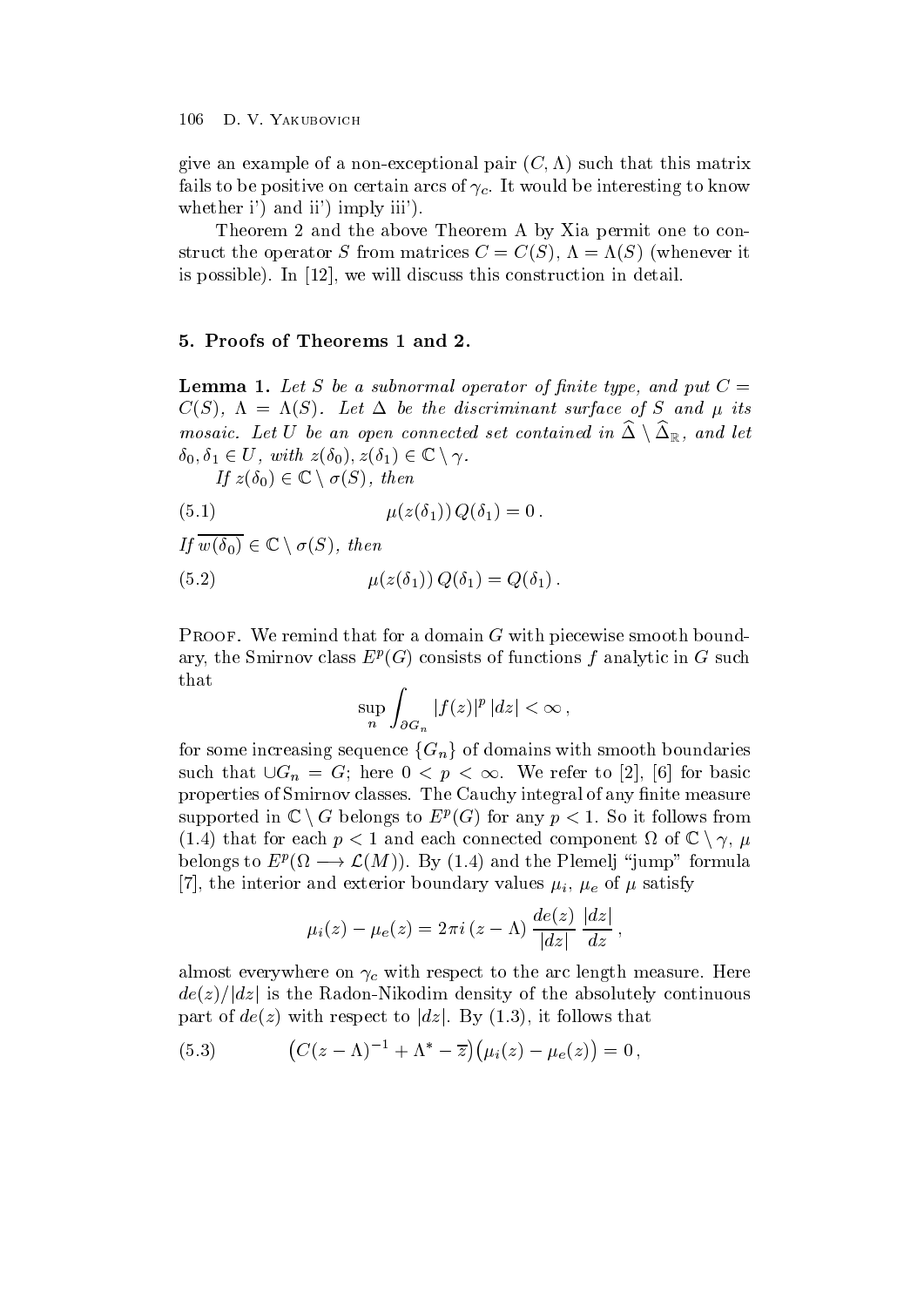give an example of a non-exceptional pair $(C, \Lambda)$ such that this matrix fails to be positive on certain arcs of $\gamma_c$. It would be interesting to know whether i') and ii') imply iii').

Theorem 2 and the above Theorem A by Xia permit one to construct the operator $S$ from matrices $C = C(S)$, $\Lambda = \Lambda(S)$ (whenever it is possible). In [12], we will discuss this construction in detail.

## 5. Proofs of Theorems 1 and 2.

**Lemma 1.** *Let $S$ be a subnormal operator of finite type, and put $C = C(S)$, $\Lambda = \Lambda(S)$. Let $\Delta$ be the discriminant surface of $S$ and $\mu$ its mosaic. Let $U$ be an open connected set contained in $\widehat{\Delta} \setminus \widehat{\Delta}_{\mathbb{R}}$, and let $\delta_0, \delta_1 \in U$, with $z(\delta_0), z(\delta_1) \in \mathbb{C} \setminus \gamma$.*

*If $z(\delta_0) \in \mathbb{C} \setminus \sigma(S)$, then*

$$\mu(z(\delta_1))\, Q(\delta_1) = 0\,. \tag{5.1}$$

*If $\overline{w(\delta_0)} \in \mathbb{C} \setminus \sigma(S)$, then*

$$\mu(z(\delta_1))\, Q(\delta_1) = Q(\delta_1)\,. \tag{5.2}$$

Proof. We remind that for a domain $G$ with piecewise smooth boundary, the Smirnov class $E^p(G)$ consists of functions $f$ analytic in $G$ such that

$$\sup_n \int_{\partial G_n} |f(z)|^p \, |dz| < \infty\,,$$

for some increasing sequence $\{G_n\}$ of domains with smooth boundaries such that $\cup G_n = G$; here $0 < p < \infty$. We refer to [2], [6] for basic properties of Smirnov classes. The Cauchy integral of any finite measure supported in $\mathbb{C} \setminus G$ belongs to $E^p(G)$ for any $p < 1$. So it follows from (1.4) that for each $p < 1$ and each connected component $\Omega$ of $\mathbb{C} \setminus \gamma$, $\mu$ belongs to $E^p(\Omega \longrightarrow \mathcal{L}(M))$. By (1.4) and the Plemelj "jump" formula [7], the interior and exterior boundary values $\mu_i$, $\mu_e$ of $\mu$ satisfy

$$\mu_i(z) - \mu_e(z) = 2\pi i\, (z - \Lambda)\, \frac{de(z)}{|dz|}\, \frac{|dz|}{dz}\,,$$

almost everywhere on $\gamma_c$ with respect to the arc length measure. Here $de(z)/|dz|$ is the Radon-Nikodim density of the absolutely continuous part of $de(z)$ with respect to $|dz|$. By (1.3), it follows that

$$\big(C(z - \Lambda)^{-1} + \Lambda^* - \overline{z}\big)\big(\mu_i(z) - \mu_e(z)\big) = 0\,, \tag{5.3}$$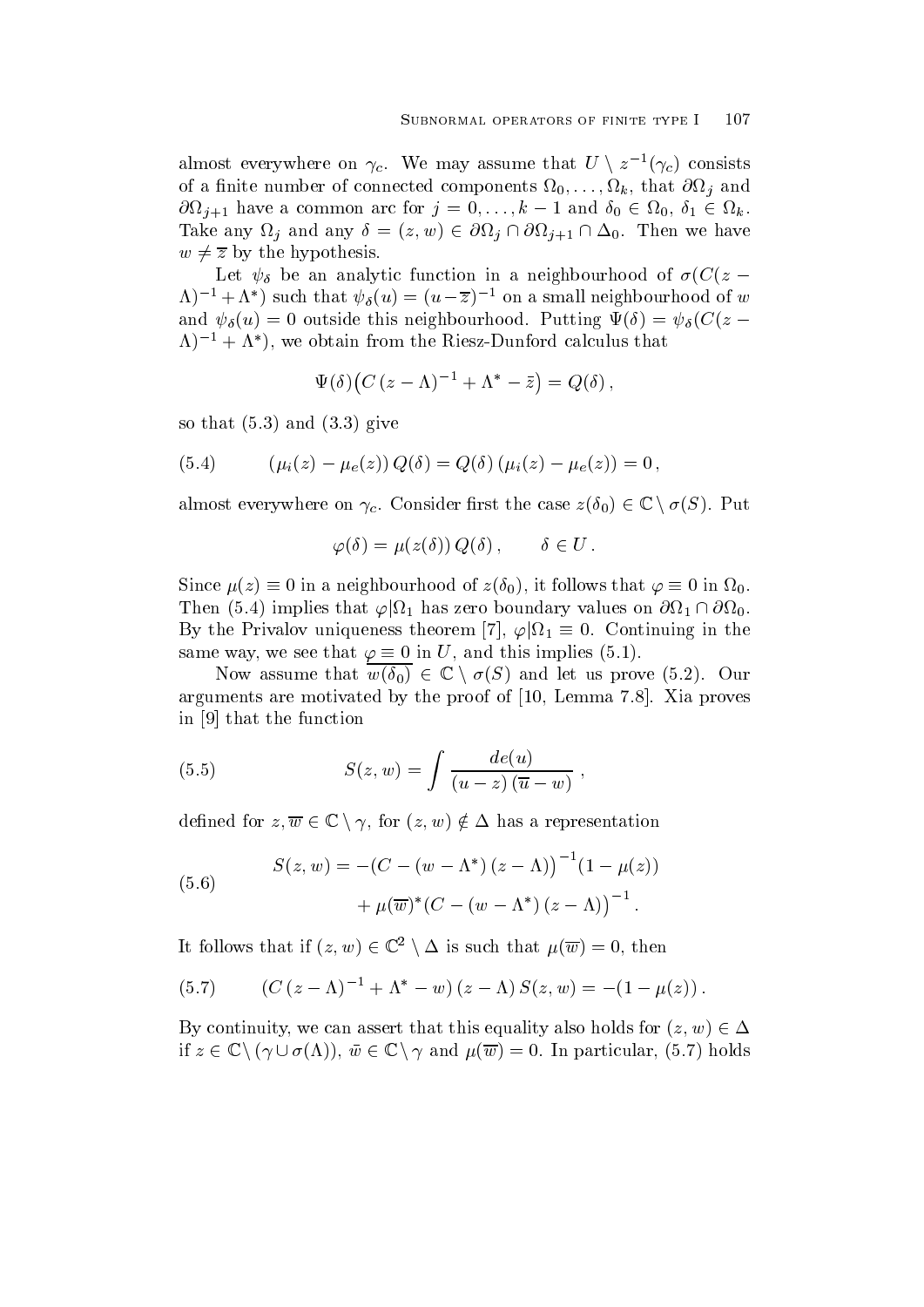almost everywhere on $\gamma_c$. We may assume that $U \setminus z^{-1}(\gamma_c)$ consists of a finite number of connected components $\Omega_0, \dots, \Omega_k$, that $\partial\Omega_j$ and $\partial\Omega_{j+1}$ have a common arc for $j = 0, \dots, k-1$ and $\delta_0 \in \Omega_0$, $\delta_1 \in \Omega_k$. Take any $\Omega_j$ and any $\delta = (z, w) \in \partial\Omega_j \cap \partial\Omega_{j+1} \cap \Delta_0$. Then we have $w \neq \overline{z}$ by the hypothesis.

Let $\psi_\delta$ be an analytic function in a neighbourhood of $\sigma(C(z - \Lambda)^{-1} + \Lambda^*)$ such that $\psi_\delta(u) = (u - \overline{z})^{-1}$ on a small neighbourhood of $w$ and $\psi_\delta(u) = 0$ outside this neighbourhood. Putting $\Psi(\delta) = \psi_\delta(C(z - \Lambda)^{-1} + \Lambda^*)$, we obtain from the Riesz-Dunford calculus that

$$\Psi(\delta)\big(C\,(z - \Lambda)^{-1} + \Lambda^* - \bar{z}\big) = Q(\delta)\,,$$

so that (5.3) and (3.3) give

$$(5.4) \qquad (\mu_i(z) - \mu_e(z))\,Q(\delta) = Q(\delta)\,(\mu_i(z) - \mu_e(z)) = 0\,,$$

almost everywhere on $\gamma_c$. Consider first the case $z(\delta_0) \in \mathbb{C} \setminus \sigma(S)$. Put

$$\varphi(\delta) = \mu(z(\delta))\,Q(\delta)\,, \qquad \delta \in U\,.$$

Since $\mu(z) \equiv 0$ in a neighbourhood of $z(\delta_0)$, it follows that $\varphi \equiv 0$ in $\Omega_0$. Then (5.4) implies that $\varphi|\Omega_1$ has zero boundary values on $\partial\Omega_1 \cap \partial\Omega_0$. By the Privalov uniqueness theorem [7], $\varphi|\Omega_1 \equiv 0$. Continuing in the same way, we see that $\varphi \equiv 0$ in $U$, and this implies (5.1).

Now assume that $\overline{w(\delta_0)} \in \mathbb{C} \setminus \sigma(S)$ and let us prove (5.2). Our arguments are motivated by the proof of [10, Lemma 7.8]. Xia proves in [9] that the function

$$(5.5) \qquad S(z, w) = \int \frac{de(u)}{(u - z)\,(\overline{u} - w)}\,,$$

defined for $z, \overline{w} \in \mathbb{C} \setminus \gamma$, for $(z, w) \notin \Delta$ has a representation

$$(5.6) \qquad \begin{aligned} S(z, w) = &-\big(C - (w - \Lambda^*)\,(z - \Lambda)\big)^{-1}(1 - \mu(z)) \\ &+ \mu(\overline{w})^*\big(C - (w - \Lambda^*)\,(z - \Lambda)\big)^{-1}. \end{aligned}$$

It follows that if $(z, w) \in \mathbb{C}^2 \setminus \Delta$ is such that $\mu(\overline{w}) = 0$, then

$$(5.7) \qquad (C\,(z - \Lambda)^{-1} + \Lambda^* - w)\,(z - \Lambda)\,S(z, w) = -(1 - \mu(z))\,.$$

By continuity, we can assert that this equality also holds for $(z, w) \in \Delta$ if $z \in \mathbb{C} \setminus (\gamma \cup \sigma(\Lambda))$, $\bar{w} \in \mathbb{C} \setminus \gamma$ and $\mu(\overline{w}) = 0$. In particular, (5.7) holds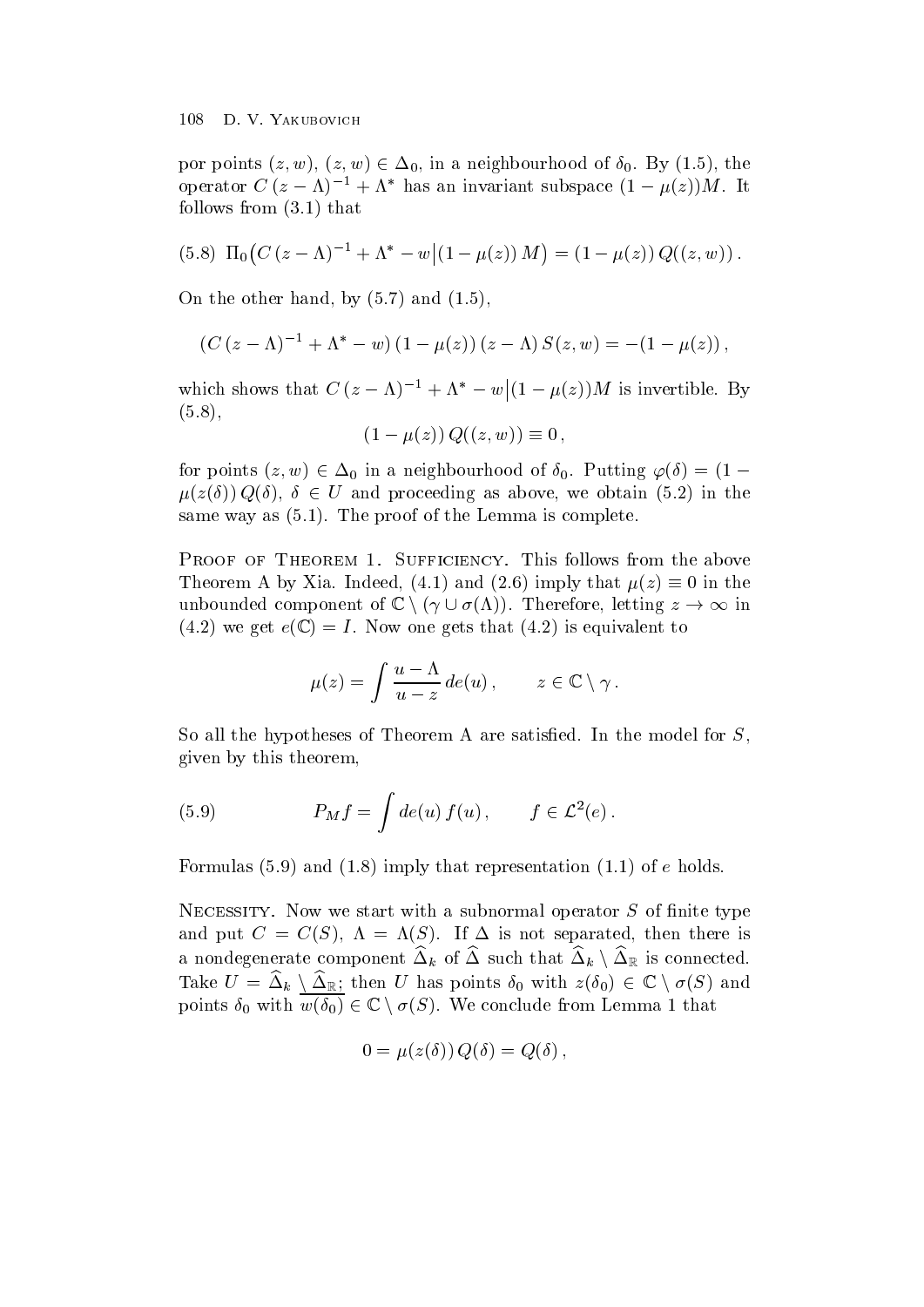por points $(z, w)$, $(z, w) \in \Delta_0$, in a neighbourhood of $\delta_0$. By (1.5), the operator $C\,(z-\Lambda)^{-1} + \Lambda^*$ has an invariant subspace $(1-\mu(z))M$. It follows from (3.1) that

$$\text{(5.8)}\quad \Pi_0\big(C\,(z-\Lambda)^{-1} + \Lambda^* - w\big|(1-\mu(z))\,M\big) = (1-\mu(z))\,Q((z,w))\,.$$

On the other hand, by (5.7) and (1.5),

$$(C\,(z-\Lambda)^{-1} + \Lambda^* - w)\,(1-\mu(z))\,(z-\Lambda)\,S(z,w) = -(1-\mu(z))\,,$$

which shows that $C\,(z-\Lambda)^{-1} + \Lambda^* - w\big|(1-\mu(z))M$ is invertible. By (5.8),

$$(1-\mu(z))\,Q((z,w)) \equiv 0\,,$$

for points $(z,w) \in \Delta_0$ in a neighbourhood of $\delta_0$. Putting $\varphi(\delta) = (1 - \mu(z(\delta))\,Q(\delta)$, $\delta \in U$ and proceeding as above, we obtain (5.2) in the same way as (5.1). The proof of the Lemma is complete.

Proof of Theorem 1. Sufficiency. This follows from the above Theorem A by Xia. Indeed, (4.1) and (2.6) imply that $\mu(z) \equiv 0$ in the unbounded component of $\mathbb{C} \setminus (\gamma \cup \sigma(\Lambda))$. Therefore, letting $z \to \infty$ in (4.2) we get $e(\mathbb{C}) = I$. Now one gets that (4.2) is equivalent to

$$\mu(z) = \int \frac{u-\Lambda}{u-z}\,de(u)\,, \qquad z \in \mathbb{C} \setminus \gamma\,.$$

So all the hypotheses of Theorem A are satisfied. In the model for $S$, given by this theorem,

$$\text{(5.9)}\qquad P_M f = \int de(u)\,f(u)\,, \qquad f \in \mathcal{L}^2(e)\,.$$

Formulas (5.9) and (1.8) imply that representation (1.1) of $e$ holds.

Necessity. Now we start with a subnormal operator $S$ of finite type and put $C = C(S)$, $\Lambda = \Lambda(S)$. If $\Delta$ is not separated, then there is a nondegenerate component $\widehat{\Delta}_k$ of $\widehat{\Delta}$ such that $\widehat{\Delta}_k \setminus \widehat{\Delta}_{\mathbb{R}}$ is connected. Take $U = \widehat{\Delta}_k \setminus \widehat{\Delta}_{\mathbb{R}}$; then $U$ has points $\delta_0$ with $z(\delta_0) \in \mathbb{C} \setminus \sigma(S)$ and points $\delta_0$ with $\overline{w(\delta_0)} \in \mathbb{C} \setminus \sigma(S)$. We conclude from Lemma 1 that

$$0 = \mu(z(\delta))\,Q(\delta) = Q(\delta)\,,$$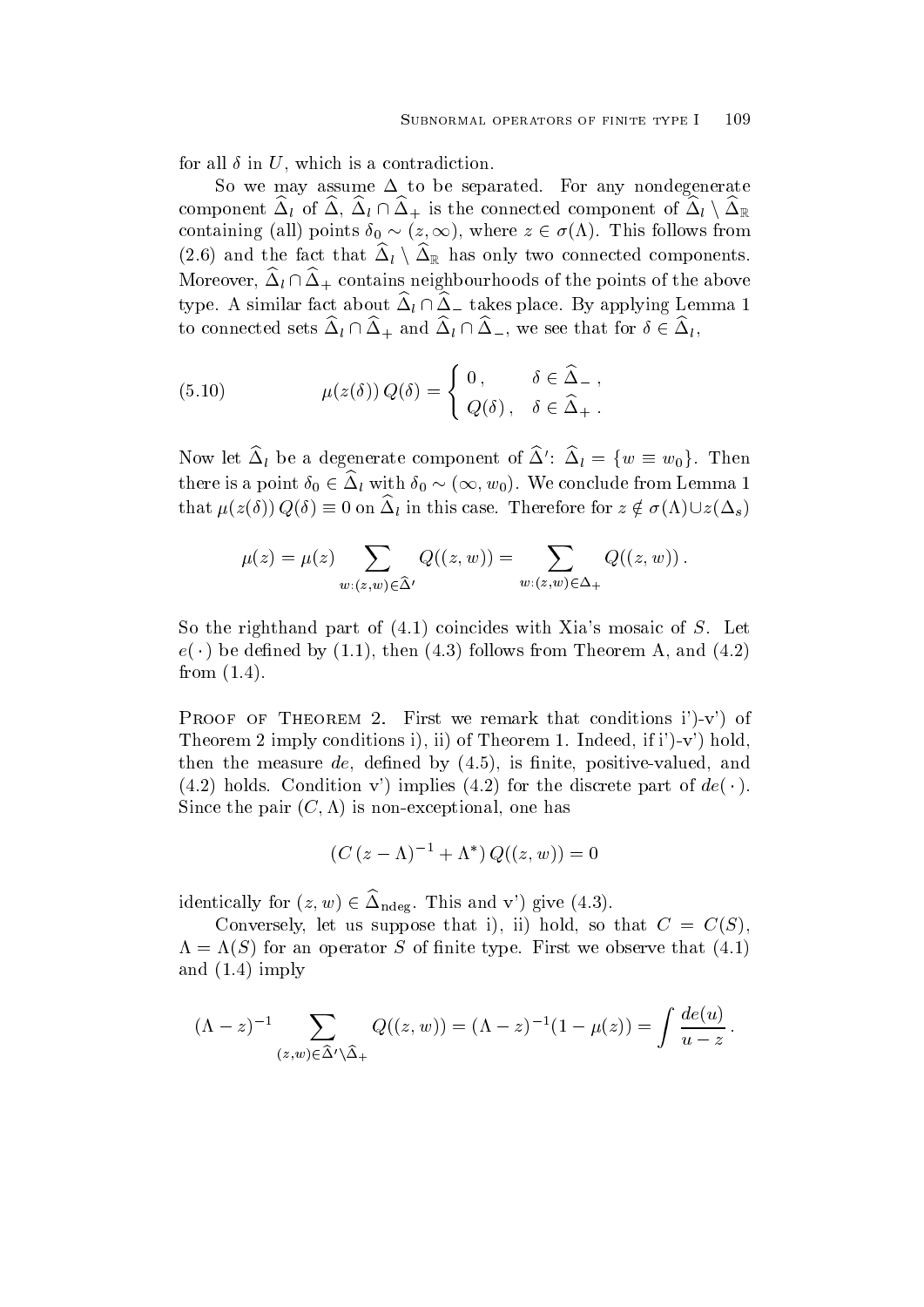for all $\delta$ in $U$, which is a contradiction.

So we may assume $\Delta$ to be separated. For any nondegenerate component $\widehat{\Delta}_l$ of $\widehat{\Delta}$, $\widehat{\Delta}_l \cap \widehat{\Delta}_+$ is the connected component of $\widehat{\Delta}_l \setminus \widehat{\Delta}_{\mathbb{R}}$ containing (all) points $\delta_0 \sim (z, \infty)$, where $z \in \sigma(\Lambda)$. This follows from (2.6) and the fact that $\widehat{\Delta}_l \setminus \widehat{\Delta}_{\mathbb{R}}$ has only two connected components. Moreover, $\widehat{\Delta}_l \cap \widehat{\Delta}_+$ contains neighbourhoods of the points of the above type. A similar fact about $\widehat{\Delta}_l \cap \widehat{\Delta}_-$ takes place. By applying Lemma 1 to connected sets $\widehat{\Delta}_l \cap \widehat{\Delta}_+$ and $\widehat{\Delta}_l \cap \widehat{\Delta}_-$, we see that for $\delta \in \widehat{\Delta}_l$,

$$\mu(z(\delta))\, Q(\delta) = \begin{cases} 0\,, & \delta \in \widehat{\Delta}_-\,, \\ Q(\delta)\,, & \delta \in \widehat{\Delta}_+\,. \end{cases} \tag{5.10}$$

Now let $\widehat{\Delta}_l$ be a degenerate component of $\widehat{\Delta}'$: $\widehat{\Delta}_l = \{w \equiv w_0\}$. Then there is a point $\delta_0 \in \widehat{\Delta}_l$ with $\delta_0 \sim (\infty, w_0)$. We conclude from Lemma 1 that $\mu(z(\delta))\, Q(\delta) \equiv 0$ on $\widehat{\Delta}_l$ in this case. Therefore for $z \notin \sigma(\Lambda) \cup z(\Delta_s)$

$$\mu(z) = \mu(z) \sum_{w:(z,w)\in\widehat{\Delta}'} Q((z,w)) = \sum_{w:(z,w)\in\Delta_+} Q((z,w))\,.$$

So the righthand part of (4.1) coincides with Xia's mosaic of $S$. Let $e(\,\cdot\,)$ be defined by (1.1), then (4.3) follows from Theorem A, and (4.2) from (1.4).

Proof of Theorem 2. First we remark that conditions i')-v') of Theorem 2 imply conditions i), ii) of Theorem 1. Indeed, if i')-v') hold, then the measure $de$, defined by (4.5), is finite, positive-valued, and (4.2) holds. Condition v') implies (4.2) for the discrete part of $de(\,\cdot\,)$. Since the pair $(C, \Lambda)$ is non-exceptional, one has

$$(C\,(z-\Lambda)^{-1} + \Lambda^*)\, Q((z,w)) = 0$$

identically for $(z,w) \in \widehat{\Delta}_{\mathrm{ndeg}}$. This and v') give (4.3).

Conversely, let us suppose that i), ii) hold, so that $C = C(S)$, $\Lambda = \Lambda(S)$ for an operator $S$ of finite type. First we observe that (4.1) and (1.4) imply

$$(\Lambda - z)^{-1} \sum_{(z,w)\in\widehat{\Delta}'\setminus\widehat{\Delta}_+} Q((z,w)) = (\Lambda - z)^{-1}(1 - \mu(z)) = \int \frac{de(u)}{u - z}\,.$$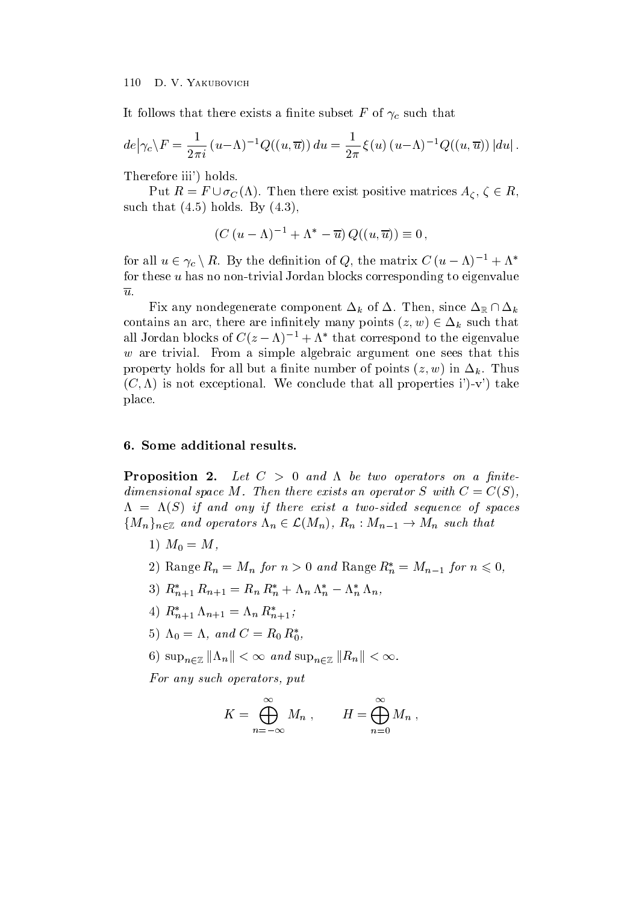It follows that there exists a finite subset $F$ of $\gamma_c$ such that

$$de\big|\gamma_c\backslash F = \frac{1}{2\pi i}\,(u-\Lambda)^{-1}Q((u,\overline{u}))\,du = \frac{1}{2\pi}\,\xi(u)\,(u-\Lambda)^{-1}Q((u,\overline{u}))\,|du|\,.$$

Therefore iii') holds.

Put $R = F \cup \sigma_C(\Lambda)$. Then there exist positive matrices $A_\zeta$, $\zeta \in R$, such that (4.5) holds. By (4.3),

$$\left(C\,(u-\Lambda)^{-1} + \Lambda^* - \overline{u}\right)Q((u,\overline{u})) \equiv 0\,,$$

for all $u \in \gamma_c \setminus R$. By the definition of $Q$, the matrix $C\,(u-\Lambda)^{-1} + \Lambda^*$ for these $u$ has no non-trivial Jordan blocks corresponding to eigenvalue $\overline{u}$.

Fix any nondegenerate component $\Delta_k$ of $\Delta$. Then, since $\Delta_{\mathbb{R}} \cap \Delta_k$ contains an arc, there are infinitely many points $(z,w) \in \Delta_k$ such that all Jordan blocks of $C(z-\Lambda)^{-1} + \Lambda^*$ that correspond to the eigenvalue $w$ are trivial. From a simple algebraic argument one sees that this property holds for all but a finite number of points $(z,w)$ in $\Delta_k$. Thus $(C,\Lambda)$ is not exceptional. We conclude that all properties i')-v') take place.

## 6. Some additional results.

**Proposition 2.** *Let $C > 0$ and $\Lambda$ be two operators on a finite-dimensional space $M$. Then there exists an operator $S$ with $C = C(S)$, $\Lambda = \Lambda(S)$ if and ony if there exist a two-sided sequence of spaces $\{M_n\}_{n\in\mathbb{Z}}$ and operators $\Lambda_n \in \mathcal{L}(M_n)$, $R_n : M_{n-1} \to M_n$ such that*

1) $M_0 = M$,

2) $\operatorname{Range} R_n = M_n$ *for* $n > 0$ *and* $\operatorname{Range} R_n^* = M_{n-1}$ *for* $n \leqslant 0$,

3) $R_{n+1}^*\,R_{n+1} = R_n\,R_n^* + \Lambda_n\,\Lambda_n^* - \Lambda_n^*\,\Lambda_n$,

4) $R_{n+1}^*\,\Lambda_{n+1} = \Lambda_n\,R_{n+1}^*$;

5) $\Lambda_0 = \Lambda$, *and* $C = R_0\,R_0^*$,

6) $\sup_{n\in\mathbb{Z}} \|\Lambda_n\| < \infty$ *and* $\sup_{n\in\mathbb{Z}} \|R_n\| < \infty$.

*For any such operators, put*

$$K = \bigoplus_{n=-\infty}^{\infty} M_n\,, \qquad H = \bigoplus_{n=0}^{\infty} M_n\,,$$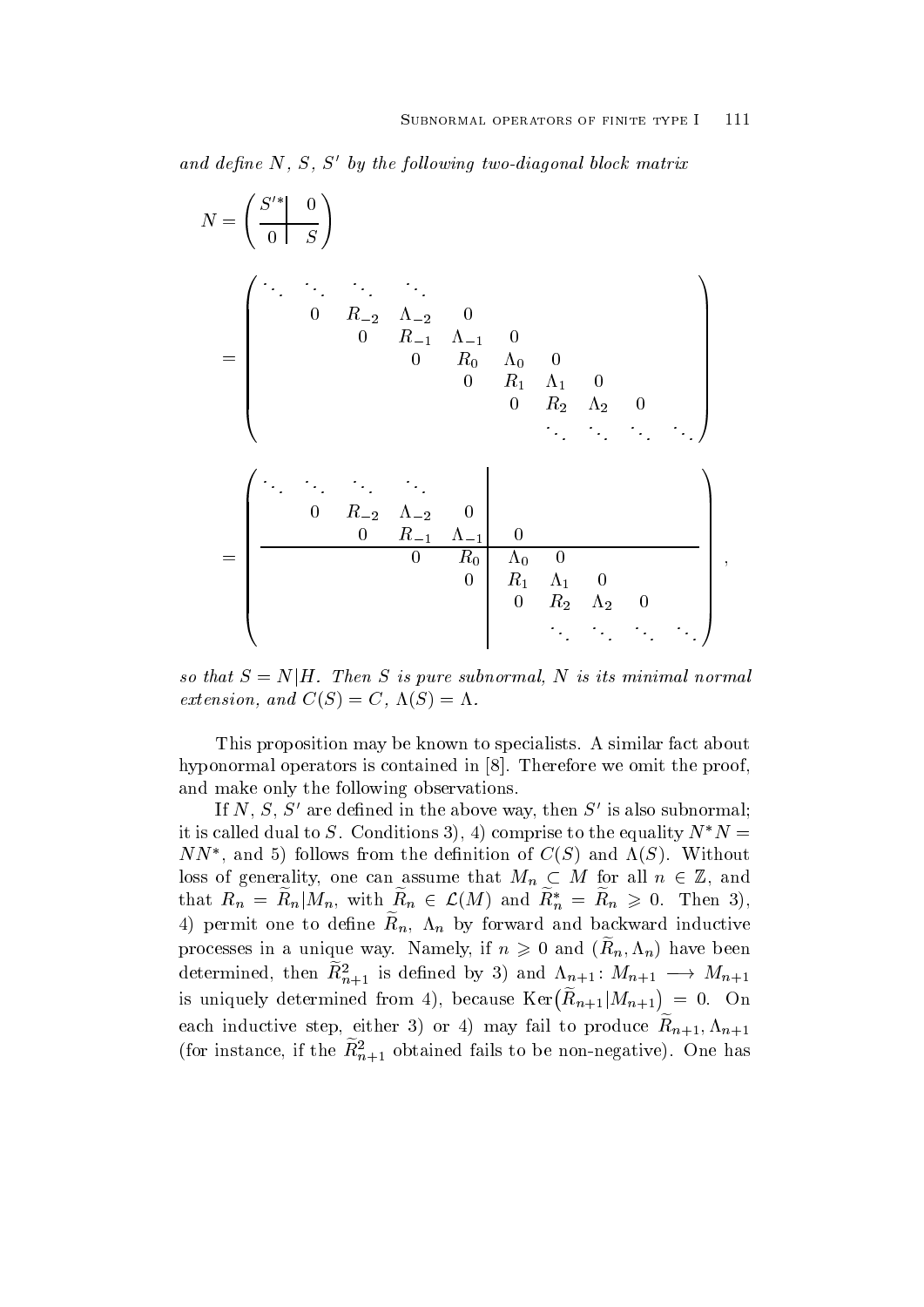*and define $N$, $S$, $S'$ by the following two-diagonal block matrix*

$$N = \left(\begin{array}{c|c} S'^* & 0 \\ \hline 0 & S \end{array}\right)$$

$$= \begin{pmatrix} \ddots & \ddots & \ddots & \ddots & & & & & & \\ & 0 & R_{-2} & \Lambda_{-2} & 0 & & & & & \\ & & 0 & R_{-1} & \Lambda_{-1} & 0 & & & & \\ & & & 0 & R_0 & \Lambda_0 & 0 & & & \\ & & & & 0 & R_1 & \Lambda_1 & 0 & & \\ & & & & & 0 & R_2 & \Lambda_2 & 0 & \\ & & & & & & \ddots & \ddots & \ddots & \ddots \end{pmatrix}$$

$$= \left(\begin{array}{ccccc|ccccc} \ddots & \ddots & \ddots & \ddots & & & & & & \\ & 0 & R_{-2} & \Lambda_{-2} & 0 & & & & & \\ & & 0 & R_{-1} & \Lambda_{-1} & 0 & & & & \\ \hline & & & 0 & R_0 & \Lambda_0 & 0 & & & \\ & & & & 0 & R_1 & \Lambda_1 & 0 & & \\ & & & & & 0 & R_2 & \Lambda_2 & 0 & \\ & & & & & & \ddots & \ddots & \ddots & \ddots \end{array}\right),$$

*so that $S = N|H$. Then $S$ is pure subnormal, $N$ is its minimal normal extension, and $C(S) = C$, $\Lambda(S) = \Lambda$.*

This proposition may be known to specialists. A similar fact about hyponormal operators is contained in [8]. Therefore we omit the proof, and make only the following observations.

If $N$, $S$, $S'$ are defined in the above way, then $S'$ is also subnormal; it is called dual to $S$. Conditions 3), 4) comprise to the equality $N^*N = NN^*$, and 5) follows from the definition of $C(S)$ and $\Lambda(S)$. Without loss of generality, one can assume that $M_n \subset M$ for all $n \in \mathbb{Z}$, and that $R_n = \widetilde{R}_n|M_n$, with $\widetilde{R}_n \in \mathcal{L}(M)$ and $\widetilde{R}_n^* = \widetilde{R}_n \geqslant 0$. Then 3), 4) permit one to define $\widetilde{R}_n$, $\Lambda_n$ by forward and backward inductive processes in a unique way. Namely, if $n \geqslant 0$ and $(\widetilde{R}_n, \Lambda_n)$ have been determined, then $\widetilde{R}_{n+1}^2$ is defined by 3) and $\Lambda_{n+1}\colon M_{n+1} \longrightarrow M_{n+1}$ is uniquely determined from 4), because $\mathrm{Ker}\big(\widetilde{R}_{n+1}|M_{n+1}\big) = 0$. On each inductive step, either 3) or 4) may fail to produce $\widetilde{R}_{n+1}, \Lambda_{n+1}$ (for instance, if the $\widetilde{R}_{n+1}^2$ obtained fails to be non-negative). One has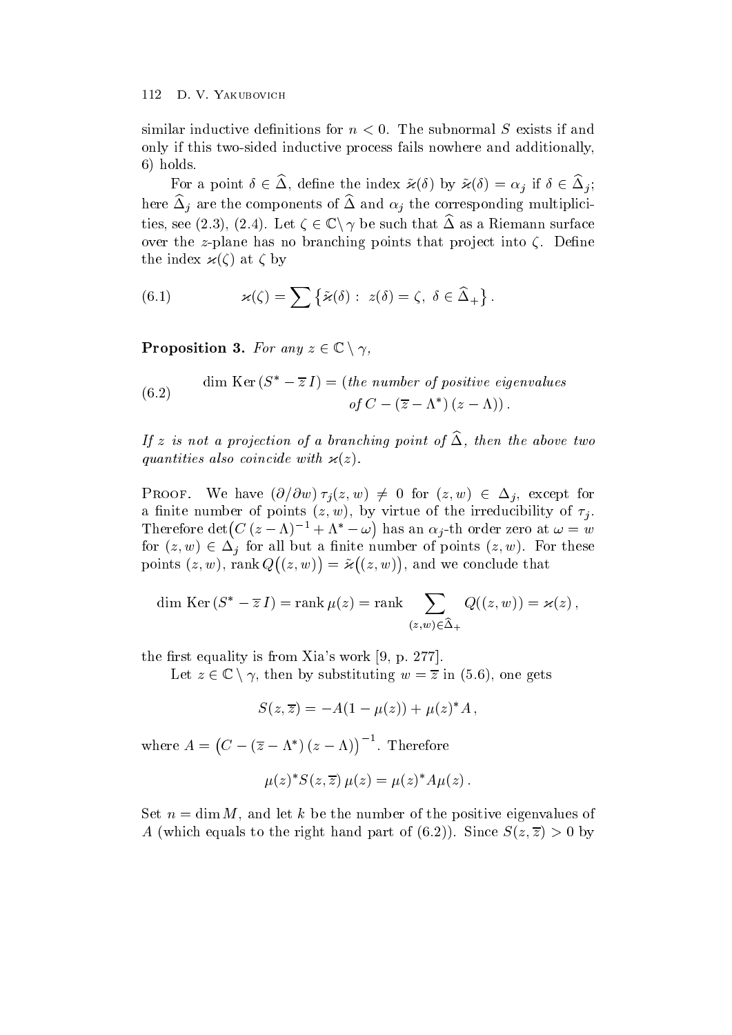similar inductive definitions for $n < 0$. The subnormal $S$ exists if and only if this two-sided inductive process fails nowhere and additionally, 6) holds.

For a point $\delta \in \widehat{\Delta}$, define the index $\tilde{\varkappa}(\delta)$ by $\tilde{\varkappa}(\delta) = \alpha_j$ if $\delta \in \widehat{\Delta}_j$; here $\widehat{\Delta}_j$ are the components of $\widehat{\Delta}$ and $\alpha_j$ the corresponding multiplicities, see (2.3), (2.4). Let $\zeta \in \mathbb{C} \setminus \gamma$ be such that $\widehat{\Delta}$ as a Riemann surface over the $z$-plane has no branching points that project into $\zeta$. Define the index $\varkappa(\zeta)$ at $\zeta$ by

$$
\varkappa(\zeta) = \sum \left\{ \tilde{\varkappa}(\delta) : \; z(\delta) = \zeta, \; \delta \in \widehat{\Delta}_+ \right\}. \tag{6.1}
$$

**Proposition 3.** *For any $z \in \mathbb{C} \setminus \gamma$,*

$$
\begin{aligned}
\dim \operatorname{Ker}(S^* - \overline{z}\, I) = (&\textit{the number of positive eigenvalues} \\
&\textit{of } C - (\overline{z} - \Lambda^*)\,(z - \Lambda))\,.
\end{aligned} \tag{6.2}
$$

*If $z$ is not a projection of a branching point of $\widehat{\Delta}$, then the above two quantities also coincide with $\varkappa(z)$.*

Proof. We have $(\partial/\partial w)\, \tau_j(z,w) \neq 0$ for $(z,w) \in \Delta_j$, except for a finite number of points $(z,w)$, by virtue of the irreducibility of $\tau_j$. Therefore $\det\big(C\,(z-\Lambda)^{-1} + \Lambda^* - \omega\big)$ has an $\alpha_j$-th order zero at $\omega = w$ for $(z,w) \in \Delta_j$ for all but a finite number of points $(z,w)$. For these points $(z,w)$, $\operatorname{rank} Q\big((z,w)\big) = \tilde{\varkappa}\big((z,w)\big)$, and we conclude that

$$
\dim \operatorname{Ker}(S^* - \overline{z}\, I) = \operatorname{rank} \mu(z) = \operatorname{rank} \sum_{(z,w) \in \widehat{\Delta}_+} Q((z,w)) = \varkappa(z)\,,
$$

the first equality is from Xia's work [9, p. 277].

Let $z \in \mathbb{C} \setminus \gamma$, then by substituting $w = \overline{z}$ in (5.6), one gets

$$
S(z, \overline{z}) = -A(1 - \mu(z)) + \mu(z)^* A\,,
$$

where $A = \big(C - (\overline{z} - \Lambda^*)\,(z - \Lambda)\big)^{-1}$. Therefore

$$
\mu(z)^* S(z, \overline{z})\, \mu(z) = \mu(z)^* A \mu(z)\,.
$$

Set $n = \dim M$, and let $k$ be the number of the positive eigenvalues of $A$ (which equals to the right hand part of (6.2)). Since $S(z, \overline{z}) > 0$ by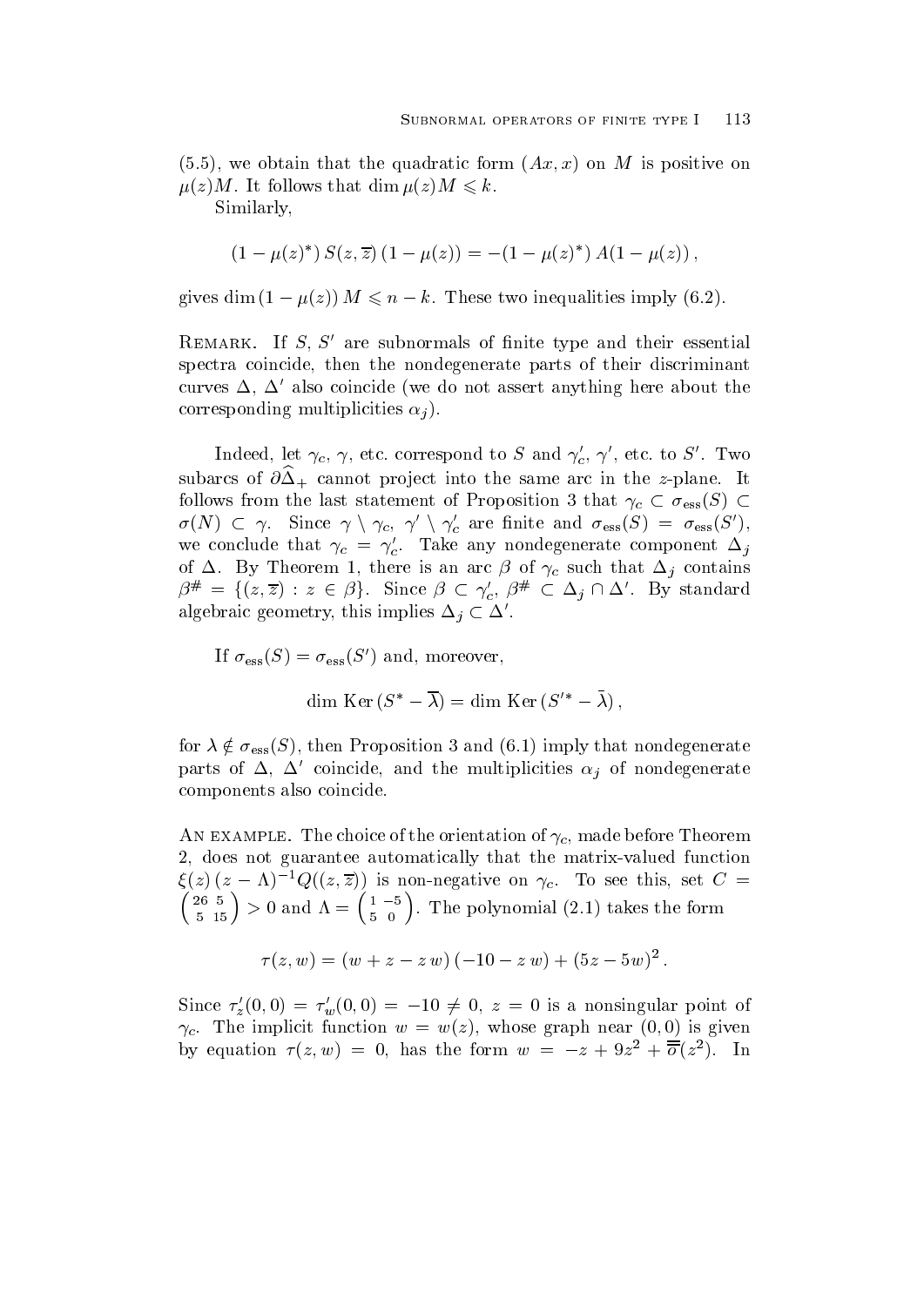(5.5), we obtain that the quadratic form $(Ax, x)$ on $M$ is positive on $\mu(z)M$. It follows that $\dim \mu(z)M \leqslant k$.

Similarly,

$$(1-\mu(z)^*)\, S(z,\overline{z})\, (1-\mu(z)) = -(1-\mu(z)^*)\, A(1-\mu(z))\,,$$

gives $\dim (1-\mu(z))\, M \leqslant n-k$. These two inequalities imply (6.2).

Remark. If $S$, $S'$ are subnormals of finite type and their essential spectra coincide, then the nondegenerate parts of their discriminant curves $\Delta$, $\Delta'$ also coincide (we do not assert anything here about the corresponding multiplicities $\alpha_j$).

Indeed, let $\gamma_c$, $\gamma$, etc. correspond to $S$ and $\gamma_c'$, $\gamma'$, etc. to $S'$. Two subarcs of $\partial\widehat{\Delta}_+$ cannot project into the same arc in the $z$-plane. It follows from the last statement of Proposition 3 that $\gamma_c \subset \sigma_{\mathrm{ess}}(S) \subset \sigma(N) \subset \gamma$. Since $\gamma \setminus \gamma_c$, $\gamma' \setminus \gamma_c'$ are finite and $\sigma_{\mathrm{ess}}(S) = \sigma_{\mathrm{ess}}(S')$, we conclude that $\gamma_c = \gamma_c'$. Take any nondegenerate component $\Delta_j$ of $\Delta$. By Theorem 1, there is an arc $\beta$ of $\gamma_c$ such that $\Delta_j$ contains $\beta^{\#} = \{(z,\overline{z}) : z \in \beta\}$. Since $\beta \subset \gamma_c'$, $\beta^{\#} \subset \Delta_j \cap \Delta'$. By standard algebraic geometry, this implies $\Delta_j \subset \Delta'$.

If $\sigma_{\mathrm{ess}}(S) = \sigma_{\mathrm{ess}}(S')$ and, moreover,

$$\dim\, \mathrm{Ker}\,(S^* - \overline{\lambda}) = \dim\, \mathrm{Ker}\,(S'^* - \bar{\lambda})\,,$$

for $\lambda \notin \sigma_{\mathrm{ess}}(S)$, then Proposition 3 and (6.1) imply that nondegenerate parts of $\Delta$, $\Delta'$ coincide, and the multiplicities $\alpha_j$ of nondegenerate components also coincide.

An example. The choice of the orientation of $\gamma_c$, made before Theorem 2, does not guarantee automatically that the matrix-valued function $\xi(z)\,(z-\Lambda)^{-1}Q((z,\overline{z}))$ is non-negative on $\gamma_c$. To see this, set $C = \left(\begin{smallmatrix} 26 & 5 \\ 5 & 15 \end{smallmatrix}\right) > 0$ and $\Lambda = \left(\begin{smallmatrix} 1 & -5 \\ 5 & 0 \end{smallmatrix}\right)$. The polynomial (2.1) takes the form

$$\tau(z,w) = (w + z - z\,w)\,(-10 - z\,w) + (5z - 5w)^2\,.$$

Since $\tau_z'(0,0) = \tau_w'(0,0) = -10 \neq 0$, $z = 0$ is a nonsingular point of $\gamma_c$. The implicit function $w = w(z)$, whose graph near $(0,0)$ is given by equation $\tau(z,w) = 0$, has the form $w = -z + 9z^2 + \overline{\overline{o}}(z^2)$. In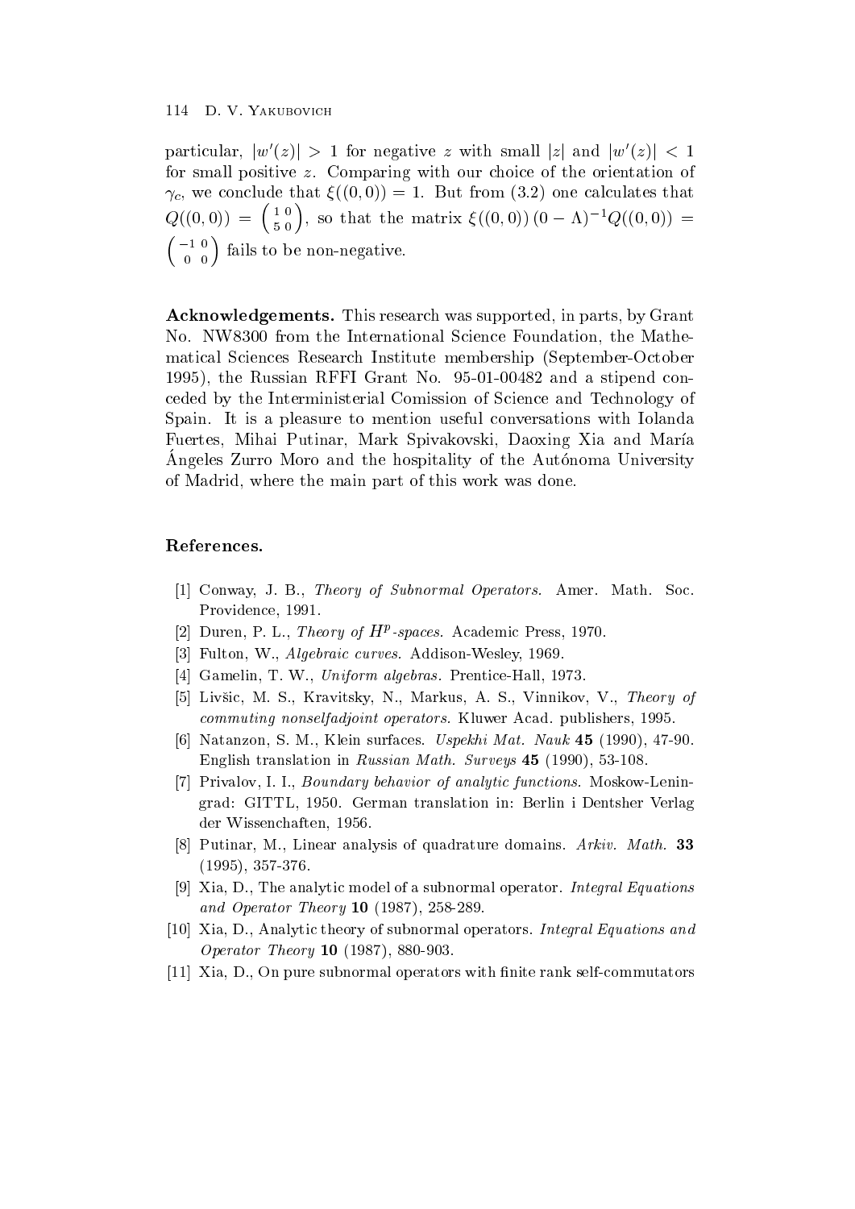particular, $|w'(z)| > 1$ for negative $z$ with small $|z|$ and $|w'(z)| < 1$ for small positive $z$. Comparing with our choice of the orientation of $\gamma_c$, we conclude that $\xi((0,0)) = 1$. But from (3.2) one calculates that $Q((0,0)) = \begin{pmatrix} 1 & 0 \\ 5 & 0 \end{pmatrix}$, so that the matrix $\xi((0,0))\,(0 - \Lambda)^{-1} Q((0,0)) = \begin{pmatrix} -1 & 0 \\ 0 & 0 \end{pmatrix}$ fails to be non-negative.

**Acknowledgements.** This research was supported, in parts, by Grant No. NW8300 from the International Science Foundation, the Mathematical Sciences Research Institute membership (September-October 1995), the Russian RFFI Grant No. 95-01-00482 and a stipend conceded by the Interministerial Comission of Science and Technology of Spain. It is a pleasure to mention useful conversations with Iolanda Fuertes, Mihai Putinar, Mark Spivakovski, Daoxing Xia and María Ángeles Zurro Moro and the hospitality of the Autónoma University of Madrid, where the main part of this work was done.

## References.

[1] Conway, J. B., *Theory of Subnormal Operators.* Amer. Math. Soc. Providence, 1991.

[2] Duren, P. L., *Theory of $H^p$-spaces.* Academic Press, 1970.

[3] Fulton, W., *Algebraic curves.* Addison-Wesley, 1969.

[4] Gamelin, T. W., *Uniform algebras.* Prentice-Hall, 1973.

[5] Livšic, M. S., Kravitsky, N., Markus, A. S., Vinnikov, V., *Theory of commuting nonselfadjoint operators.* Kluwer Acad. publishers, 1995.

[6] Natanzon, S. M., Klein surfaces. *Uspekhi Mat. Nauk* **45** (1990), 47-90. English translation in *Russian Math. Surveys* **45** (1990), 53-108.

[7] Privalov, I. I., *Boundary behavior of analytic functions.* Moskow-Leningrad: GITTL, 1950. German translation in: Berlin i Dentsher Verlag der Wissenchaften, 1956.

[8] Putinar, M., Linear analysis of quadrature domains. *Arkiv. Math.* **33** (1995), 357-376.

[9] Xia, D., The analytic model of a subnormal operator. *Integral Equations and Operator Theory* **10** (1987), 258-289.

[10] Xia, D., Analytic theory of subnormal operators. *Integral Equations and Operator Theory* **10** (1987), 880-903.

[11] Xia, D., On pure subnormal operators with finite rank self-commutators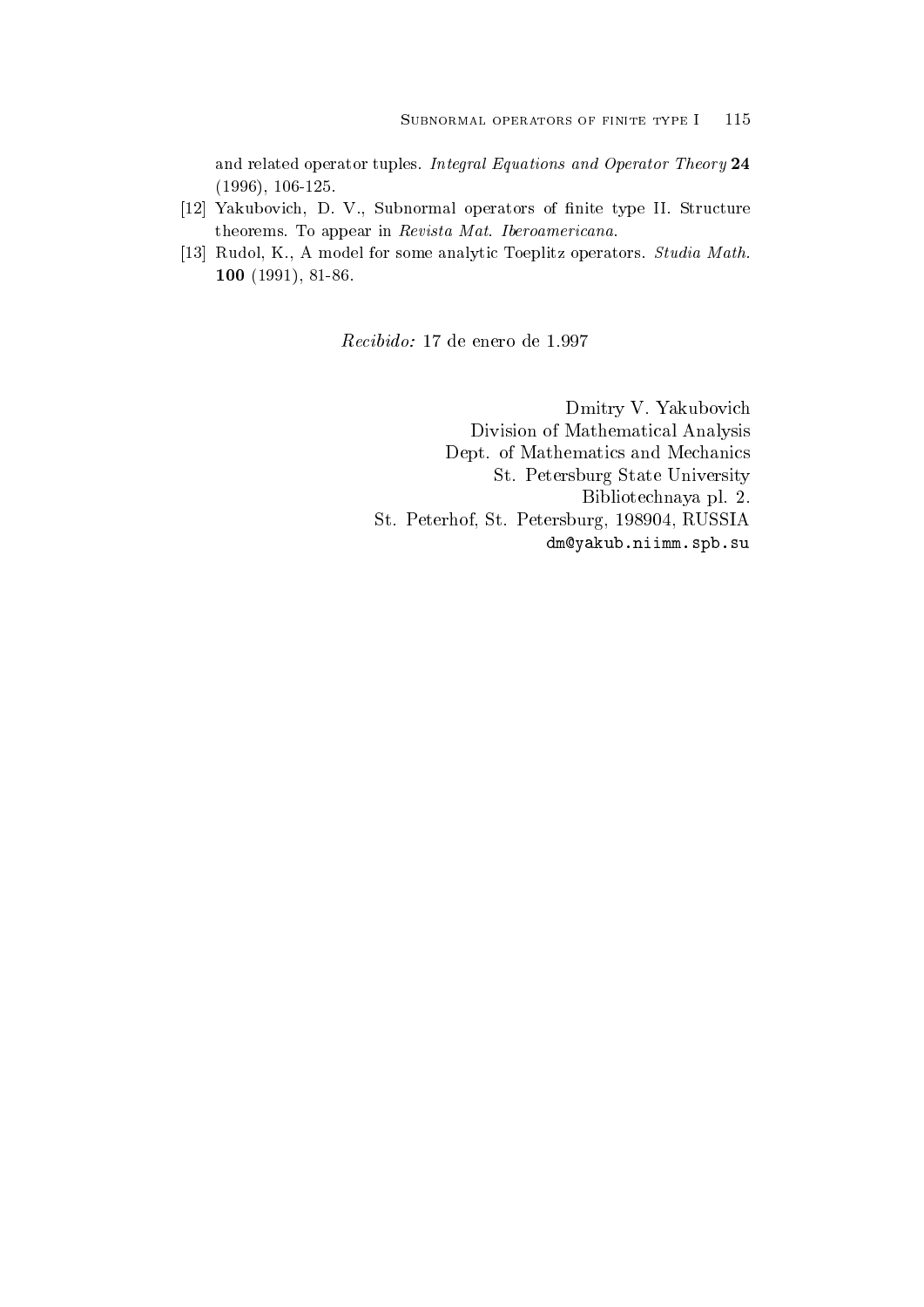and related operator tuples. *Integral Equations and Operator Theory* **24** (1996), 106-125.

[12] Yakubovich, D. V., Subnormal operators of finite type II. Structure theorems. To appear in *Revista Mat. Iberoamericana*.

[13] Rudol, K., A model for some analytic Toeplitz operators. *Studia Math.* **100** (1991), 81-86.

*Recibido:* 17 de enero de 1.997

Dmitry V. Yakubovich
Division of Mathematical Analysis
Dept. of Mathematics and Mechanics
St. Petersburg State University
Bibliotechnaya pl. 2.
St. Peterhof, St. Petersburg, 198904, RUSSIA
dm@yakub.niimm.spb.su